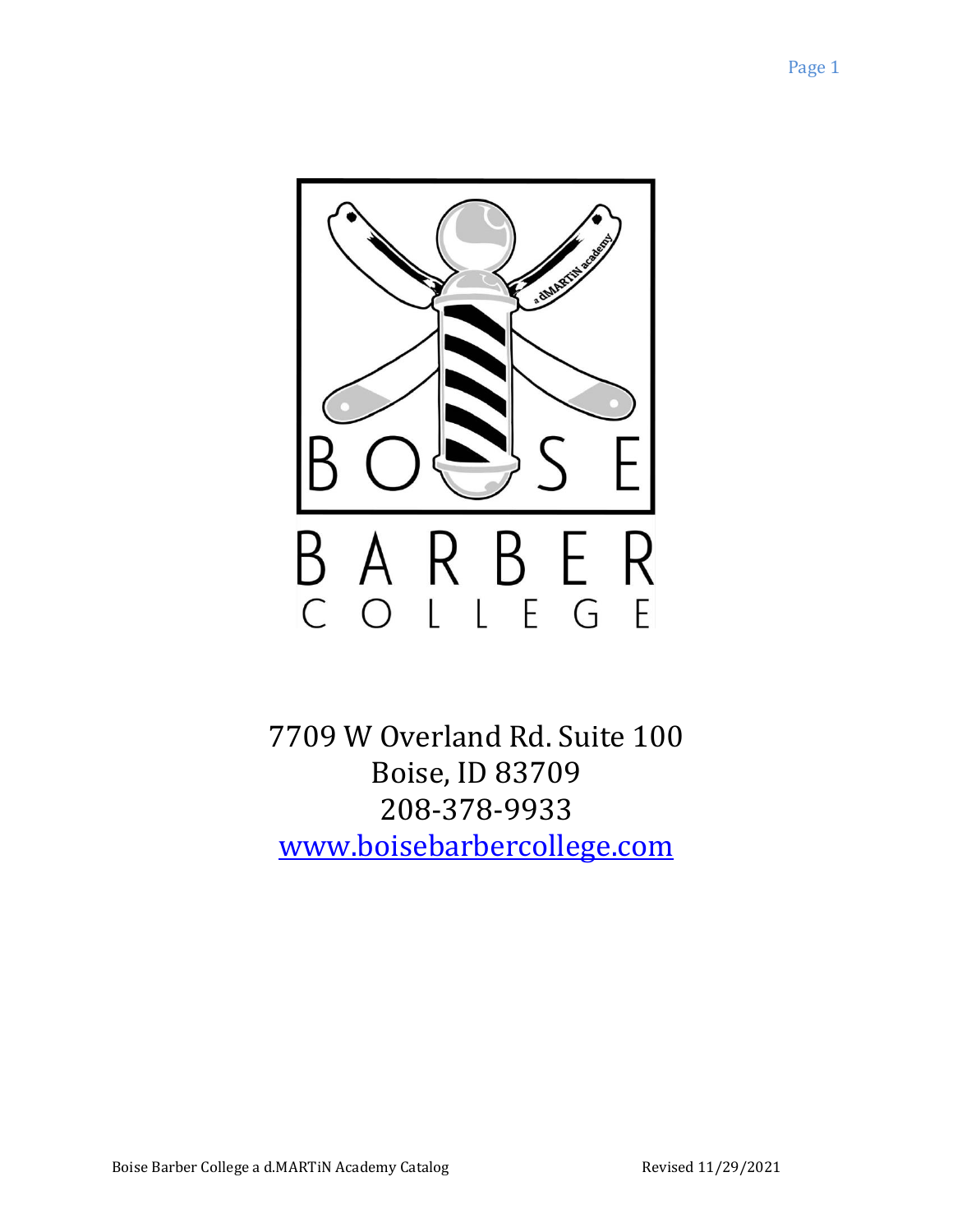# BOISE BARBER COLLEGE

7709 W Overland Rd. Suite 100
Boise, ID 83709
208-378-9933
[www.boisebarbercollege.com](http://www.boisebarbercollege.com)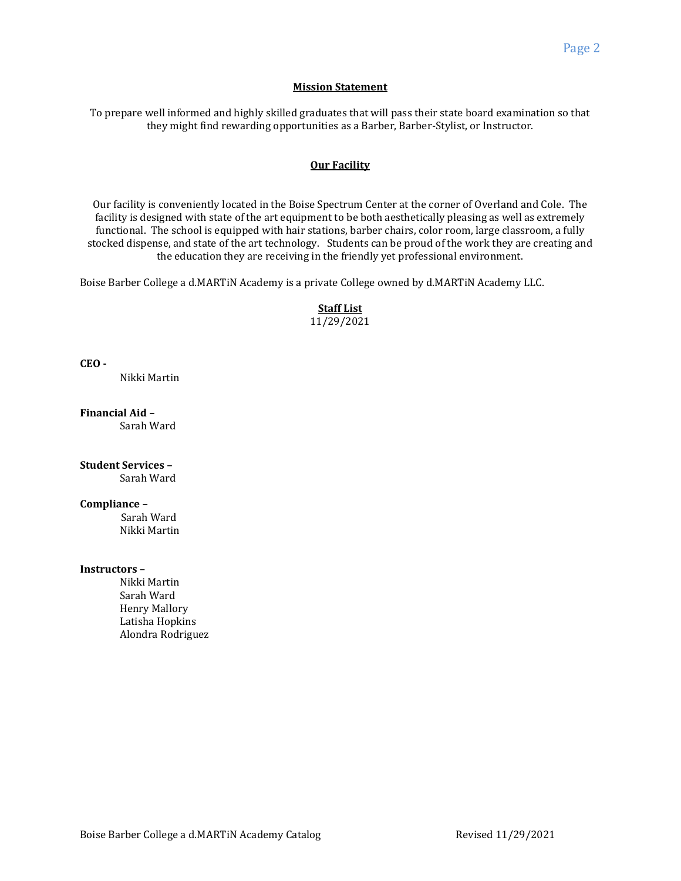## Mission Statement

To prepare well informed and highly skilled graduates that will pass their state board examination so that they might find rewarding opportunities as a Barber, Barber-Stylist, or Instructor.

## Our Facility

Our facility is conveniently located in the Boise Spectrum Center at the corner of Overland and Cole. The facility is designed with state of the art equipment to be both aesthetically pleasing as well as extremely functional. The school is equipped with hair stations, barber chairs, color room, large classroom, a fully stocked dispense, and state of the art technology. Students can be proud of the work they are creating and the education they are receiving in the friendly yet professional environment.

Boise Barber College a d.MARTiN Academy is a private College owned by d.MARTiN Academy LLC.

## Staff List

11/29/2021

**CEO -**
Nikki Martin

**Financial Aid –**
Sarah Ward

**Student Services –**
Sarah Ward

**Compliance –**
Sarah Ward
Nikki Martin

**Instructors –**
Nikki Martin
Sarah Ward
Henry Mallory
Latisha Hopkins
Alondra Rodriguez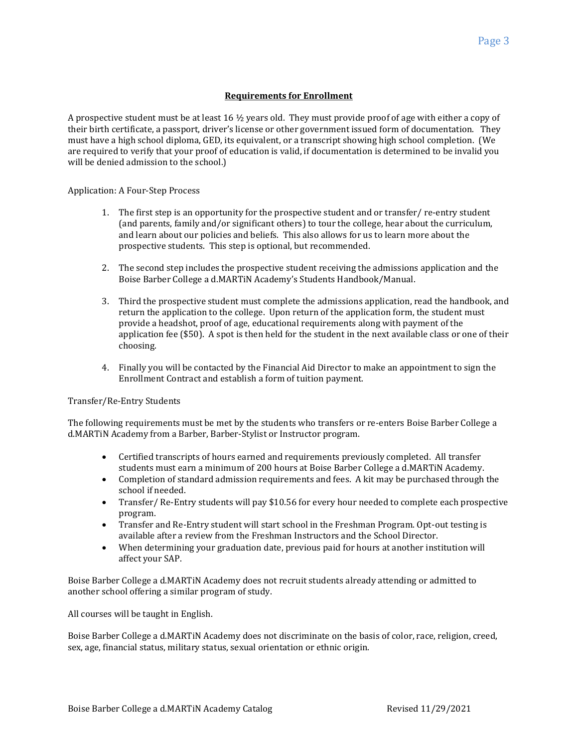## Requirements for Enrollment

A prospective student must be at least 16 ½ years old. They must provide proof of age with either a copy of their birth certificate, a passport, driver's license or other government issued form of documentation. They must have a high school diploma, GED, its equivalent, or a transcript showing high school completion. (We are required to verify that your proof of education is valid, if documentation is determined to be invalid you will be denied admission to the school.)

Application: A Four-Step Process

1. The first step is an opportunity for the prospective student and or transfer/ re-entry student (and parents, family and/or significant others) to tour the college, hear about the curriculum, and learn about our policies and beliefs. This also allows for us to learn more about the prospective students. This step is optional, but recommended.

2. The second step includes the prospective student receiving the admissions application and the Boise Barber College a d.MARTiN Academy's Students Handbook/Manual.

3. Third the prospective student must complete the admissions application, read the handbook, and return the application to the college. Upon return of the application form, the student must provide a headshot, proof of age, educational requirements along with payment of the application fee ($50). A spot is then held for the student in the next available class or one of their choosing.

4. Finally you will be contacted by the Financial Aid Director to make an appointment to sign the Enrollment Contract and establish a form of tuition payment.

Transfer/Re-Entry Students

The following requirements must be met by the students who transfers or re-enters Boise Barber College a d.MARTiN Academy from a Barber, Barber-Stylist or Instructor program.

- Certified transcripts of hours earned and requirements previously completed. All transfer students must earn a minimum of 200 hours at Boise Barber College a d.MARTiN Academy.
- Completion of standard admission requirements and fees. A kit may be purchased through the school if needed.
- Transfer/ Re-Entry students will pay $10.56 for every hour needed to complete each prospective program.
- Transfer and Re-Entry student will start school in the Freshman Program. Opt-out testing is available after a review from the Freshman Instructors and the School Director.
- When determining your graduation date, previous paid for hours at another institution will affect your SAP.

Boise Barber College a d.MARTiN Academy does not recruit students already attending or admitted to another school offering a similar program of study.

All courses will be taught in English.

Boise Barber College a d.MARTiN Academy does not discriminate on the basis of color, race, religion, creed, sex, age, financial status, military status, sexual orientation or ethnic origin.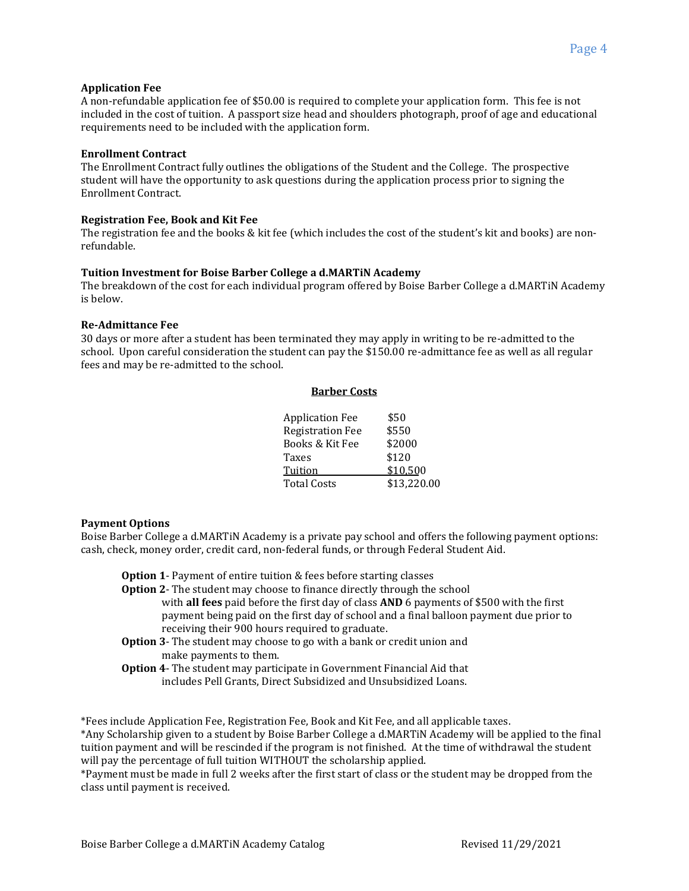**Application Fee**
A non-refundable application fee of $50.00 is required to complete your application form. This fee is not included in the cost of tuition. A passport size head and shoulders photograph, proof of age and educational requirements need to be included with the application form.

**Enrollment Contract**
The Enrollment Contract fully outlines the obligations of the Student and the College. The prospective student will have the opportunity to ask questions during the application process prior to signing the Enrollment Contract.

**Registration Fee, Book and Kit Fee**
The registration fee and the books & kit fee (which includes the cost of the student's kit and books) are non-refundable.

**Tuition Investment for Boise Barber College a d.MARTiN Academy**
The breakdown of the cost for each individual program offered by Boise Barber College a d.MARTiN Academy is below.

**Re-Admittance Fee**
30 days or more after a student has been terminated they may apply in writing to be re-admitted to the school. Upon careful consideration the student can pay the $150.00 re-admittance fee as well as all regular fees and may be re-admitted to the school.

**Barber Costs**

| | |
|---|---|
| Application Fee | $50 |
| Registration Fee | $550 |
| Books & Kit Fee | $2000 |
| Taxes | $120 |
| Tuition | $10,500 |
| Total Costs | $13,220.00 |

**Payment Options**
Boise Barber College a d.MARTiN Academy is a private pay school and offers the following payment options: cash, check, money order, credit card, non-federal funds, or through Federal Student Aid.

- **Option 1**- Payment of entire tuition & fees before starting classes
- **Option 2**- The student may choose to finance directly through the school with **all fees** paid before the first day of class **AND** 6 payments of $500 with the first payment being paid on the first day of school and a final balloon payment due prior to receiving their 900 hours required to graduate.
- **Option 3**- The student may choose to go with a bank or credit union and make payments to them.
- **Option 4**- The student may participate in Government Financial Aid that includes Pell Grants, Direct Subsidized and Unsubsidized Loans.

*Fees include Application Fee, Registration Fee, Book and Kit Fee, and all applicable taxes.
*Any Scholarship given to a student by Boise Barber College a d.MARTiN Academy will be applied to the final tuition payment and will be rescinded if the program is not finished. At the time of withdrawal the student will pay the percentage of full tuition WITHOUT the scholarship applied.
*Payment must be made in full 2 weeks after the first start of class or the student may be dropped from the class until payment is received.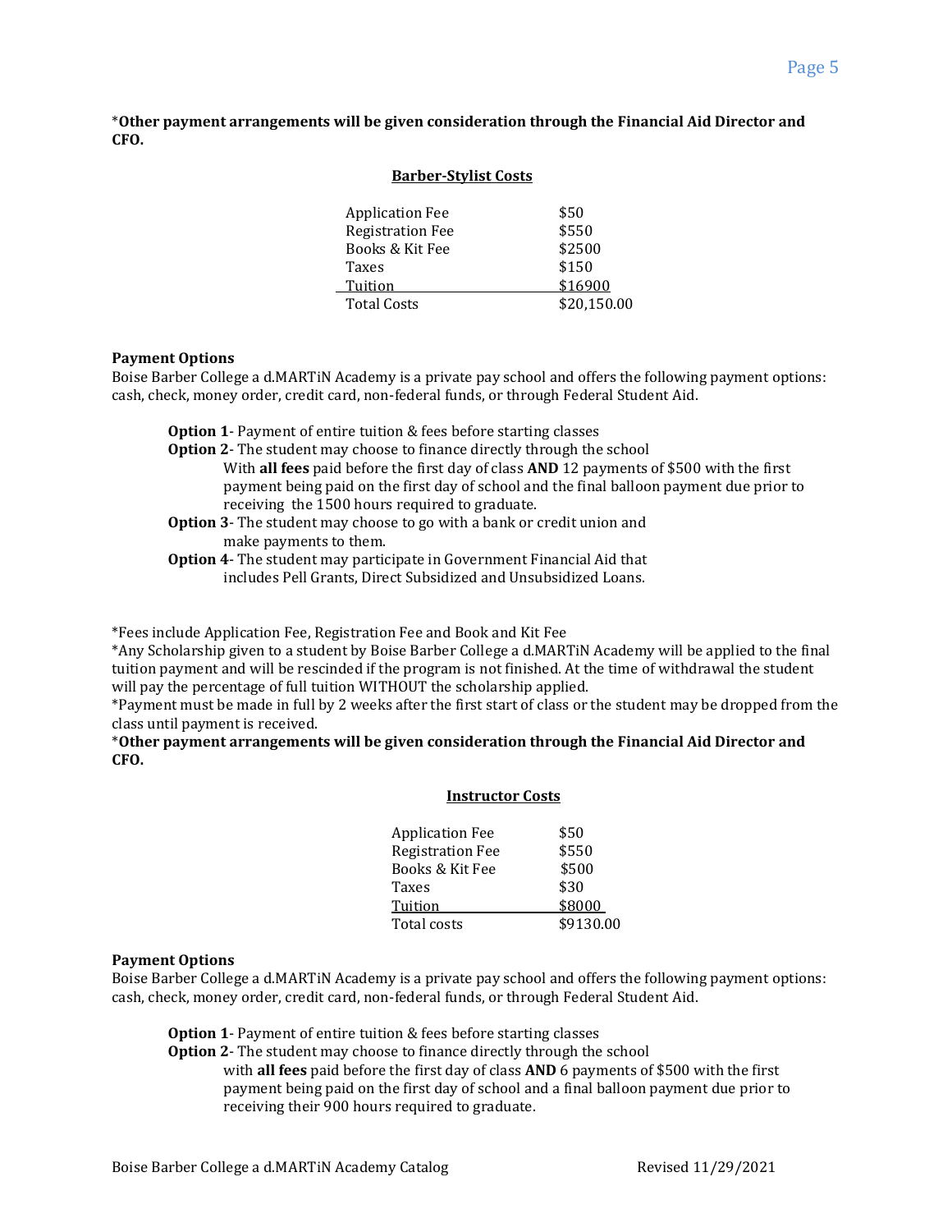***Other payment arrangements will be given consideration through the Financial Aid Director and CFO.**

### Barber-Stylist Costs

| | |
|---|---|
| Application Fee | $50 |
| Registration Fee | $550 |
| Books & Kit Fee | $2500 |
| Taxes | $150 |
| Tuition | $16900 |
| Total Costs | $20,150.00 |

**Payment Options**

Boise Barber College a d.MARTiN Academy is a private pay school and offers the following payment options: cash, check, money order, credit card, non-federal funds, or through Federal Student Aid.

- **Option 1**- Payment of entire tuition & fees before starting classes
- **Option 2**- The student may choose to finance directly through the school With **all fees** paid before the first day of class **AND** 12 payments of $500 with the first payment being paid on the first day of school and the final balloon payment due prior to receiving the 1500 hours required to graduate.
- **Option 3**- The student may choose to go with a bank or credit union and make payments to them.
- **Option 4**- The student may participate in Government Financial Aid that includes Pell Grants, Direct Subsidized and Unsubsidized Loans.

*Fees include Application Fee, Registration Fee and Book and Kit Fee

*Any Scholarship given to a student by Boise Barber College a d.MARTiN Academy will be applied to the final tuition payment and will be rescinded if the program is not finished. At the time of withdrawal the student will pay the percentage of full tuition WITHOUT the scholarship applied.

*Payment must be made in full by 2 weeks after the first start of class or the student may be dropped from the class until payment is received.

***Other payment arrangements will be given consideration through the Financial Aid Director and CFO.**

### Instructor Costs

| | |
|---|---|
| Application Fee | $50 |
| Registration Fee | $550 |
| Books & Kit Fee | $500 |
| Taxes | $30 |
| Tuition | $8000 |
| Total costs | $9130.00 |

**Payment Options**

Boise Barber College a d.MARTiN Academy is a private pay school and offers the following payment options: cash, check, money order, credit card, non-federal funds, or through Federal Student Aid.

- **Option 1**- Payment of entire tuition & fees before starting classes
- **Option 2**- The student may choose to finance directly through the school with **all fees** paid before the first day of class **AND** 6 payments of $500 with the first payment being paid on the first day of school and a final balloon payment due prior to receiving their 900 hours required to graduate.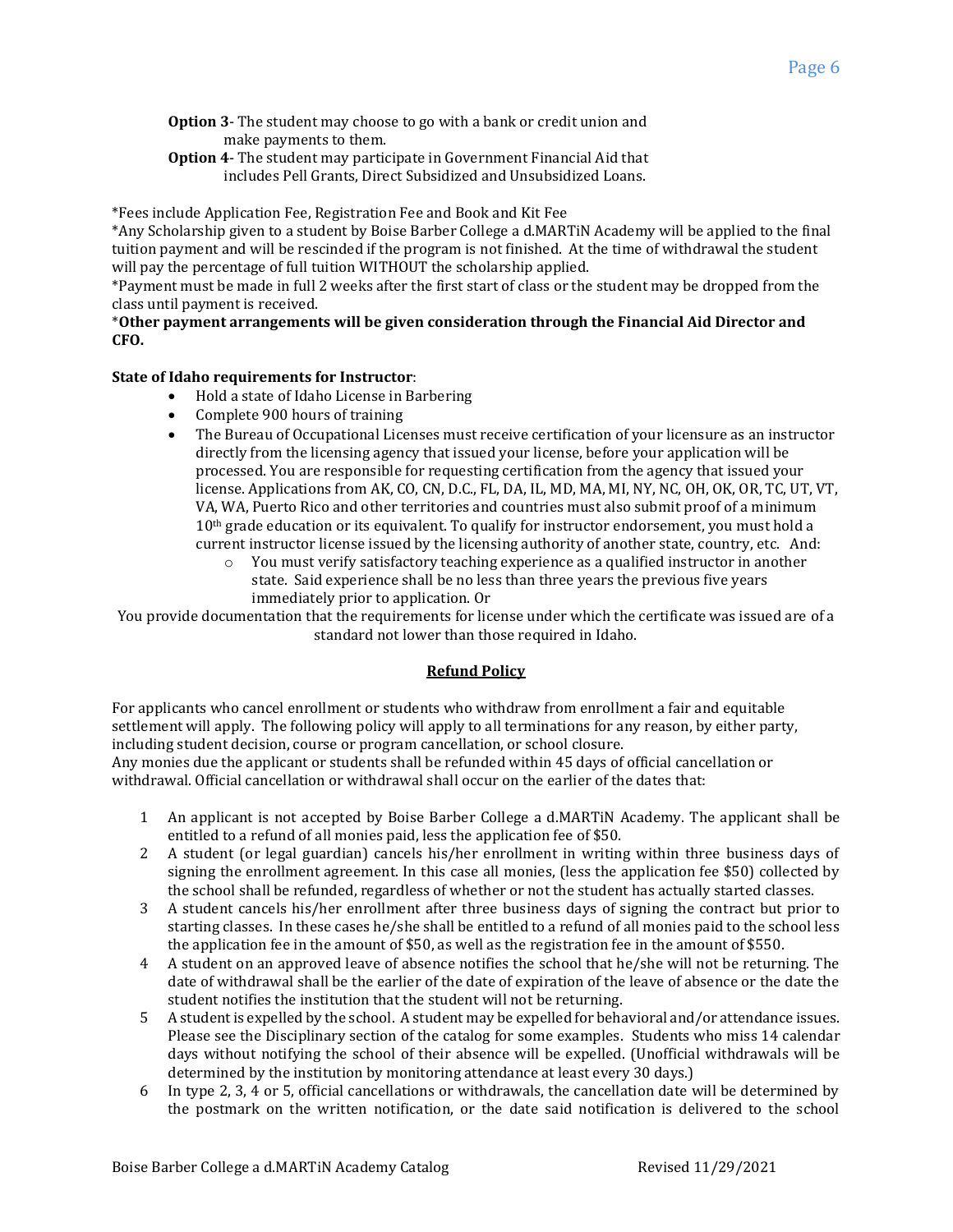**Option 3**- The student may choose to go with a bank or credit union and make payments to them.

**Option 4**- The student may participate in Government Financial Aid that includes Pell Grants, Direct Subsidized and Unsubsidized Loans.

*Fees include Application Fee, Registration Fee and Book and Kit Fee

*Any Scholarship given to a student by Boise Barber College a d.MARTiN Academy will be applied to the final tuition payment and will be rescinded if the program is not finished. At the time of withdrawal the student will pay the percentage of full tuition WITHOUT the scholarship applied.

*Payment must be made in full 2 weeks after the first start of class or the student may be dropped from the class until payment is received.

***Other payment arrangements will be given consideration through the Financial Aid Director and CFO.**

**State of Idaho requirements for Instructor**:

- Hold a state of Idaho License in Barbering
- Complete 900 hours of training
- The Bureau of Occupational Licenses must receive certification of your licensure as an instructor directly from the licensing agency that issued your license, before your application will be processed. You are responsible for requesting certification from the agency that issued your license. Applications from AK, CO, CN, D.C., FL, DA, IL, MD, MA, MI, NY, NC, OH, OK, OR, TC, UT, VT, VA, WA, Puerto Rico and other territories and countries must also submit proof of a minimum 10th grade education or its equivalent. To qualify for instructor endorsement, you must hold a current instructor license issued by the licensing authority of another state, country, etc. And:
  - You must verify satisfactory teaching experience as a qualified instructor in another state. Said experience shall be no less than three years the previous five years immediately prior to application. Or

You provide documentation that the requirements for license under which the certificate was issued are of a standard not lower than those required in Idaho.

## Refund Policy

For applicants who cancel enrollment or students who withdraw from enrollment a fair and equitable settlement will apply. The following policy will apply to all terminations for any reason, by either party, including student decision, course or program cancellation, or school closure.

Any monies due the applicant or students shall be refunded within 45 days of official cancellation or withdrawal. Official cancellation or withdrawal shall occur on the earlier of the dates that:

1. An applicant is not accepted by Boise Barber College a d.MARTiN Academy. The applicant shall be entitled to a refund of all monies paid, less the application fee of $50.
2. A student (or legal guardian) cancels his/her enrollment in writing within three business days of signing the enrollment agreement. In this case all monies, (less the application fee $50) collected by the school shall be refunded, regardless of whether or not the student has actually started classes.
3. A student cancels his/her enrollment after three business days of signing the contract but prior to starting classes. In these cases he/she shall be entitled to a refund of all monies paid to the school less the application fee in the amount of $50, as well as the registration fee in the amount of $550.
4. A student on an approved leave of absence notifies the school that he/she will not be returning. The date of withdrawal shall be the earlier of the date of expiration of the leave of absence or the date the student notifies the institution that the student will not be returning.
5. A student is expelled by the school. A student may be expelled for behavioral and/or attendance issues. Please see the Disciplinary section of the catalog for some examples. Students who miss 14 calendar days without notifying the school of their absence will be expelled. (Unofficial withdrawals will be determined by the institution by monitoring attendance at least every 30 days.)
6. In type 2, 3, 4 or 5, official cancellations or withdrawals, the cancellation date will be determined by the postmark on the written notification, or the date said notification is delivered to the school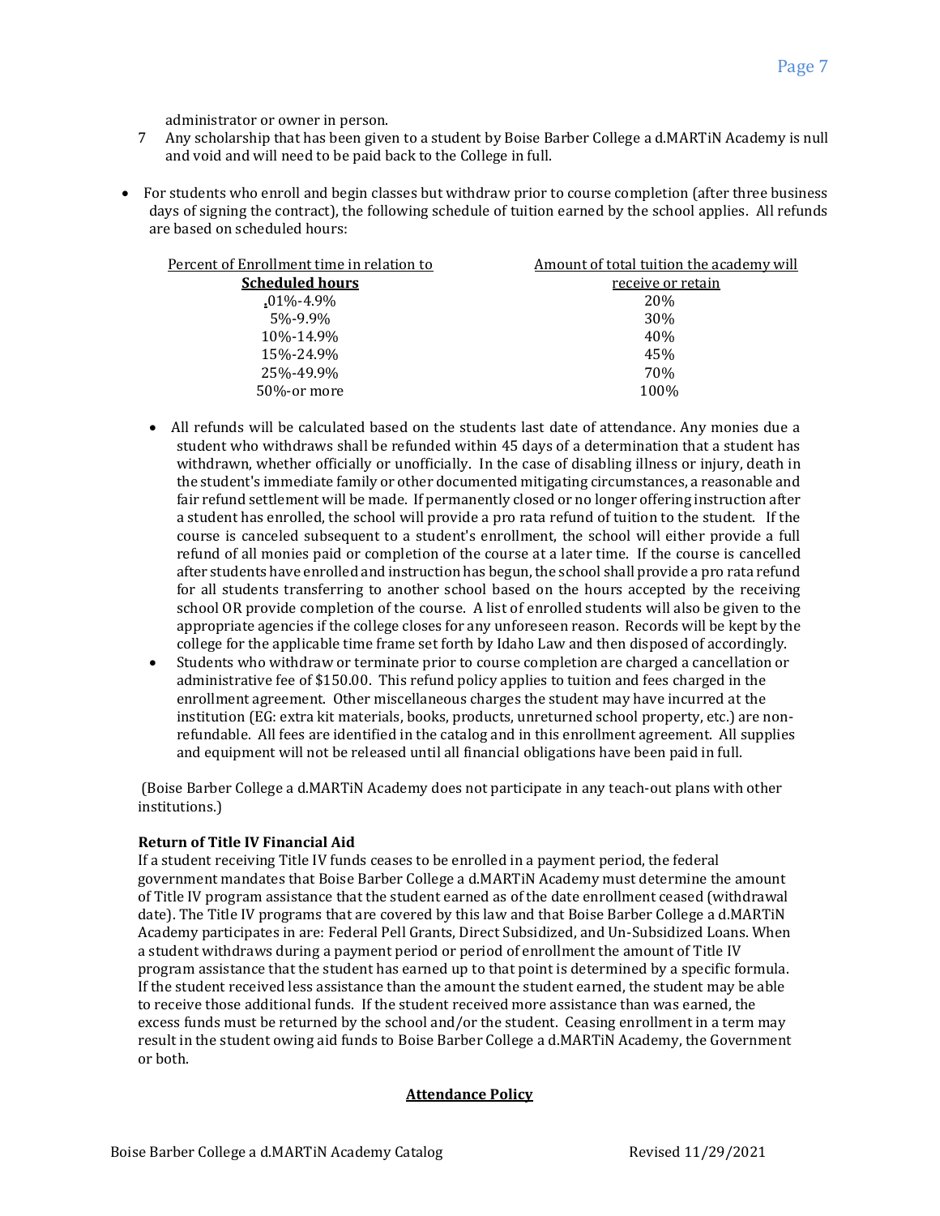administrator or owner in person.

7. Any scholarship that has been given to a student by Boise Barber College a d.MARTiN Academy is null and void and will need to be paid back to the College in full.

- For students who enroll and begin classes but withdraw prior to course completion (after three business days of signing the contract), the following schedule of tuition earned by the school applies. All refunds are based on scheduled hours:

| Percent of Enrollment time in relation to **Scheduled hours** | Amount of total tuition the academy will receive or retain |
|---|---|
| .01%-4.9% | 20% |
| 5%-9.9% | 30% |
| 10%-14.9% | 40% |
| 15%-24.9% | 45% |
| 25%-49.9% | 70% |
| 50%-or more | 100% |

- All refunds will be calculated based on the students last date of attendance. Any monies due a student who withdraws shall be refunded within 45 days of a determination that a student has withdrawn, whether officially or unofficially. In the case of disabling illness or injury, death in the student's immediate family or other documented mitigating circumstances, a reasonable and fair refund settlement will be made. If permanently closed or no longer offering instruction after a student has enrolled, the school will provide a pro rata refund of tuition to the student. If the course is canceled subsequent to a student's enrollment, the school will either provide a full refund of all monies paid or completion of the course at a later time. If the course is cancelled after students have enrolled and instruction has begun, the school shall provide a pro rata refund for all students transferring to another school based on the hours accepted by the receiving school OR provide completion of the course. A list of enrolled students will also be given to the appropriate agencies if the college closes for any unforeseen reason. Records will be kept by the college for the applicable time frame set forth by Idaho Law and then disposed of accordingly.
- Students who withdraw or terminate prior to course completion are charged a cancellation or administrative fee of $150.00. This refund policy applies to tuition and fees charged in the enrollment agreement. Other miscellaneous charges the student may have incurred at the institution (EG: extra kit materials, books, products, unreturned school property, etc.) are non-refundable. All fees are identified in the catalog and in this enrollment agreement. All supplies and equipment will not be released until all financial obligations have been paid in full.

(Boise Barber College a d.MARTiN Academy does not participate in any teach-out plans with other institutions.)

**Return of Title IV Financial Aid**

If a student receiving Title IV funds ceases to be enrolled in a payment period, the federal government mandates that Boise Barber College a d.MARTiN Academy must determine the amount of Title IV program assistance that the student earned as of the date enrollment ceased (withdrawal date). The Title IV programs that are covered by this law and that Boise Barber College a d.MARTiN Academy participates in are: Federal Pell Grants, Direct Subsidized, and Un-Subsidized Loans. When a student withdraws during a payment period or period of enrollment the amount of Title IV program assistance that the student has earned up to that point is determined by a specific formula. If the student received less assistance than the amount the student earned, the student may be able to receive those additional funds. If the student received more assistance than was earned, the excess funds must be returned by the school and/or the student. Ceasing enrollment in a term may result in the student owing aid funds to Boise Barber College a d.MARTiN Academy, the Government or both.

## Attendance Policy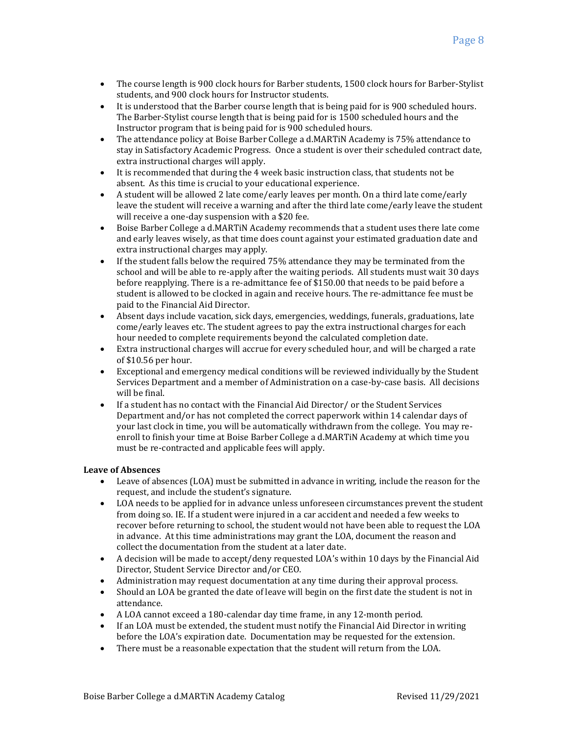- The course length is 900 clock hours for Barber students, 1500 clock hours for Barber-Stylist students, and 900 clock hours for Instructor students.
- It is understood that the Barber course length that is being paid for is 900 scheduled hours. The Barber-Stylist course length that is being paid for is 1500 scheduled hours and the Instructor program that is being paid for is 900 scheduled hours.
- The attendance policy at Boise Barber College a d.MARTiN Academy is 75% attendance to stay in Satisfactory Academic Progress. Once a student is over their scheduled contract date, extra instructional charges will apply.
- It is recommended that during the 4 week basic instruction class, that students not be absent. As this time is crucial to your educational experience.
- A student will be allowed 2 late come/early leaves per month. On a third late come/early leave the student will receive a warning and after the third late come/early leave the student will receive a one-day suspension with a $20 fee.
- Boise Barber College a d.MARTiN Academy recommends that a student uses there late come and early leaves wisely, as that time does count against your estimated graduation date and extra instructional charges may apply.
- If the student falls below the required 75% attendance they may be terminated from the school and will be able to re-apply after the waiting periods. All students must wait 30 days before reapplying. There is a re-admittance fee of $150.00 that needs to be paid before a student is allowed to be clocked in again and receive hours. The re-admittance fee must be paid to the Financial Aid Director.
- Absent days include vacation, sick days, emergencies, weddings, funerals, graduations, late come/early leaves etc. The student agrees to pay the extra instructional charges for each hour needed to complete requirements beyond the calculated completion date.
- Extra instructional charges will accrue for every scheduled hour, and will be charged a rate of $10.56 per hour.
- Exceptional and emergency medical conditions will be reviewed individually by the Student Services Department and a member of Administration on a case-by-case basis. All decisions will be final.
- If a student has no contact with the Financial Aid Director/ or the Student Services Department and/or has not completed the correct paperwork within 14 calendar days of your last clock in time, you will be automatically withdrawn from the college. You may re-enroll to finish your time at Boise Barber College a d.MARTiN Academy at which time you must be re-contracted and applicable fees will apply.

**Leave of Absences**

- Leave of absences (LOA) must be submitted in advance in writing, include the reason for the request, and include the student's signature.
- LOA needs to be applied for in advance unless unforeseen circumstances prevent the student from doing so. IE. If a student were injured in a car accident and needed a few weeks to recover before returning to school, the student would not have been able to request the LOA in advance. At this time administrations may grant the LOA, document the reason and collect the documentation from the student at a later date.
- A decision will be made to accept/deny requested LOA's within 10 days by the Financial Aid Director, Student Service Director and/or CEO.
- Administration may request documentation at any time during their approval process.
- Should an LOA be granted the date of leave will begin on the first date the student is not in attendance.
- A LOA cannot exceed a 180-calendar day time frame, in any 12-month period.
- If an LOA must be extended, the student must notify the Financial Aid Director in writing before the LOA's expiration date. Documentation may be requested for the extension.
- There must be a reasonable expectation that the student will return from the LOA.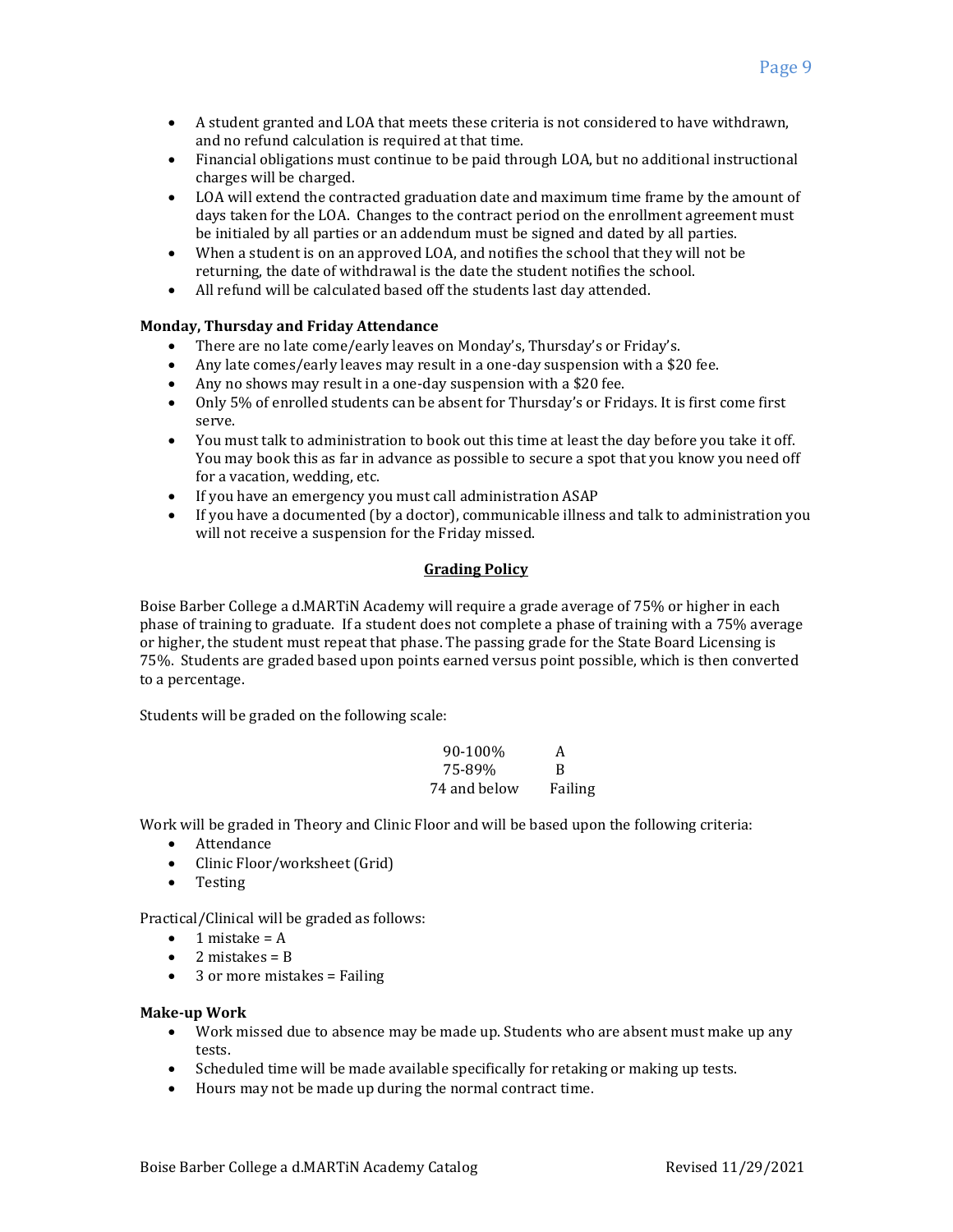- A student granted and LOA that meets these criteria is not considered to have withdrawn, and no refund calculation is required at that time.
- Financial obligations must continue to be paid through LOA, but no additional instructional charges will be charged.
- LOA will extend the contracted graduation date and maximum time frame by the amount of days taken for the LOA. Changes to the contract period on the enrollment agreement must be initialed by all parties or an addendum must be signed and dated by all parties.
- When a student is on an approved LOA, and notifies the school that they will not be returning, the date of withdrawal is the date the student notifies the school.
- All refund will be calculated based off the students last day attended.

**Monday, Thursday and Friday Attendance**

- There are no late come/early leaves on Monday's, Thursday's or Friday's.
- Any late comes/early leaves may result in a one-day suspension with a $20 fee.
- Any no shows may result in a one-day suspension with a $20 fee.
- Only 5% of enrolled students can be absent for Thursday's or Fridays. It is first come first serve.
- You must talk to administration to book out this time at least the day before you take it off. You may book this as far in advance as possible to secure a spot that you know you need off for a vacation, wedding, etc.
- If you have an emergency you must call administration ASAP
- If you have a documented (by a doctor), communicable illness and talk to administration you will not receive a suspension for the Friday missed.

## Grading Policy

Boise Barber College a d.MARTiN Academy will require a grade average of 75% or higher in each phase of training to graduate. If a student does not complete a phase of training with a 75% average or higher, the student must repeat that phase. The passing grade for the State Board Licensing is 75%. Students are graded based upon points earned versus point possible, which is then converted to a percentage.

Students will be graded on the following scale:

| | |
|---|---|
| 90-100% | A |
| 75-89% | B |
| 74 and below | Failing |

Work will be graded in Theory and Clinic Floor and will be based upon the following criteria:

- Attendance
- Clinic Floor/worksheet (Grid)
- Testing

Practical/Clinical will be graded as follows:

- 1 mistake = A
- 2 mistakes = B
- 3 or more mistakes = Failing

**Make-up Work**

- Work missed due to absence may be made up. Students who are absent must make up any tests.
- Scheduled time will be made available specifically for retaking or making up tests.
- Hours may not be made up during the normal contract time.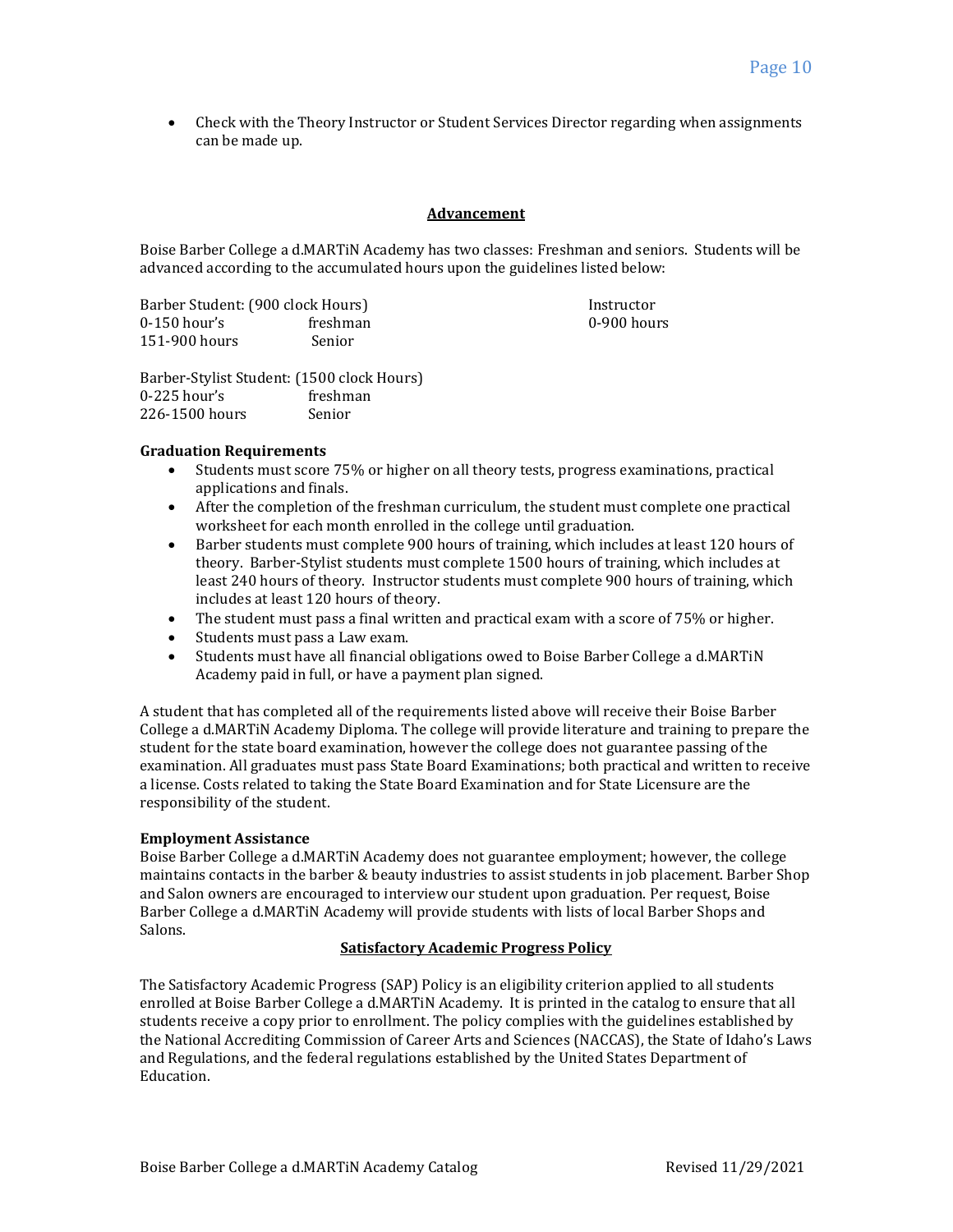- Check with the Theory Instructor or Student Services Director regarding when assignments can be made up.

## Advancement

Boise Barber College a d.MARTiN Academy has two classes: Freshman and seniors. Students will be advanced according to the accumulated hours upon the guidelines listed below:

| Barber Student: (900 clock Hours) | | Instructor |
|---|---|---|
| 0-150 hour's | freshman | 0-900 hours |
| 151-900 hours | Senior | |

| Barber-Stylist Student: (1500 clock Hours) | |
|---|---|
| 0-225 hour's | freshman |
| 226-1500 hours | Senior |

### Graduation Requirements

- Students must score 75% or higher on all theory tests, progress examinations, practical applications and finals.
- After the completion of the freshman curriculum, the student must complete one practical worksheet for each month enrolled in the college until graduation.
- Barber students must complete 900 hours of training, which includes at least 120 hours of theory. Barber-Stylist students must complete 1500 hours of training, which includes at least 240 hours of theory. Instructor students must complete 900 hours of training, which includes at least 120 hours of theory.
- The student must pass a final written and practical exam with a score of 75% or higher.
- Students must pass a Law exam.
- Students must have all financial obligations owed to Boise Barber College a d.MARTiN Academy paid in full, or have a payment plan signed.

A student that has completed all of the requirements listed above will receive their Boise Barber College a d.MARTiN Academy Diploma. The college will provide literature and training to prepare the student for the state board examination, however the college does not guarantee passing of the examination. All graduates must pass State Board Examinations; both practical and written to receive a license. Costs related to taking the State Board Examination and for State Licensure are the responsibility of the student.

### Employment Assistance

Boise Barber College a d.MARTiN Academy does not guarantee employment; however, the college maintains contacts in the barber & beauty industries to assist students in job placement. Barber Shop and Salon owners are encouraged to interview our student upon graduation. Per request, Boise Barber College a d.MARTiN Academy will provide students with lists of local Barber Shops and Salons.

## Satisfactory Academic Progress Policy

The Satisfactory Academic Progress (SAP) Policy is an eligibility criterion applied to all students enrolled at Boise Barber College a d.MARTiN Academy. It is printed in the catalog to ensure that all students receive a copy prior to enrollment. The policy complies with the guidelines established by the National Accrediting Commission of Career Arts and Sciences (NACCAS), the State of Idaho's Laws and Regulations, and the federal regulations established by the United States Department of Education.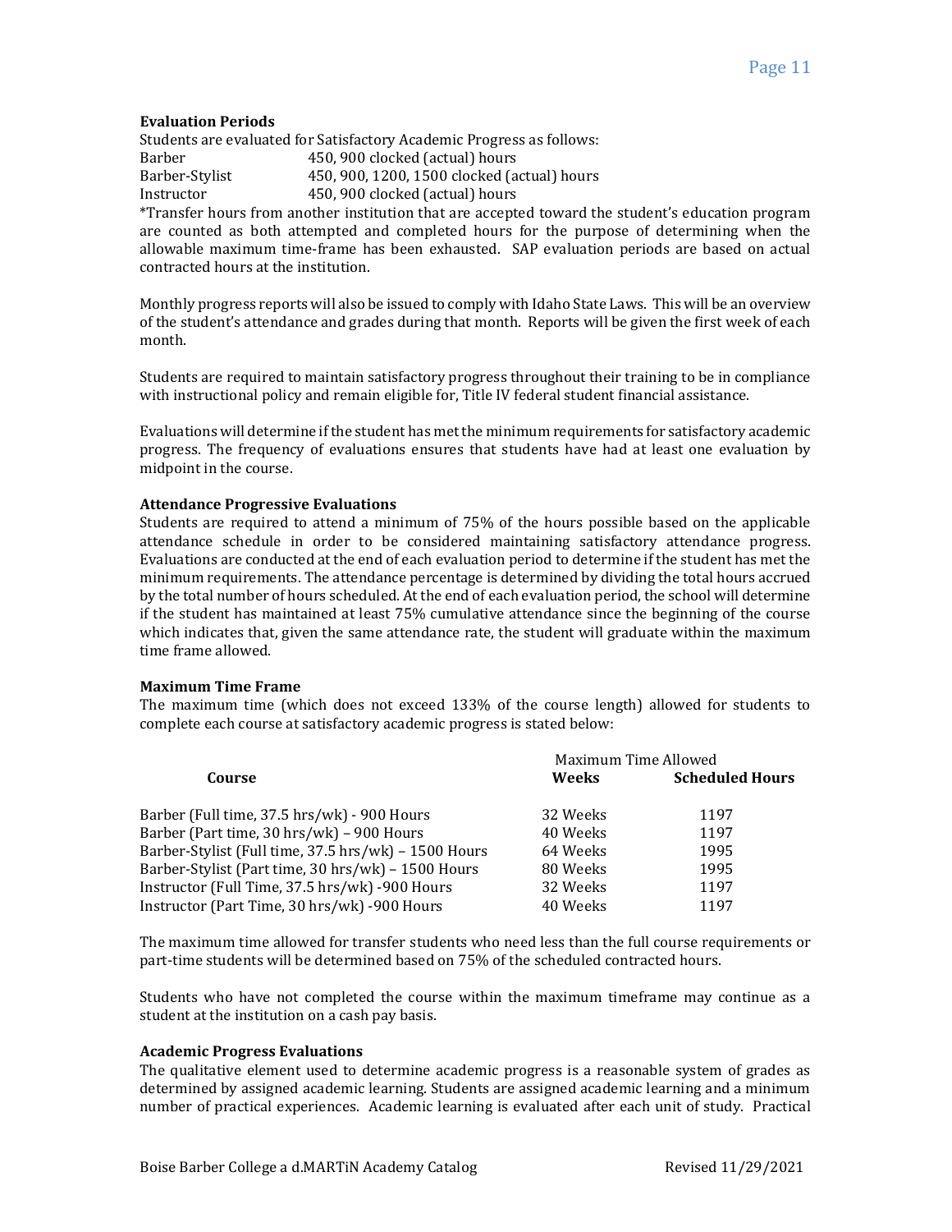### Evaluation Periods

Students are evaluated for Satisfactory Academic Progress as follows:

| | |
|---|---|
| Barber | 450, 900 clocked (actual) hours |
| Barber-Stylist | 450, 900, 1200, 1500 clocked (actual) hours |
| Instructor | 450, 900 clocked (actual) hours |

*Transfer hours from another institution that are accepted toward the student's education program are counted as both attempted and completed hours for the purpose of determining when the allowable maximum time-frame has been exhausted. SAP evaluation periods are based on actual contracted hours at the institution.

Monthly progress reports will also be issued to comply with Idaho State Laws. This will be an overview of the student's attendance and grades during that month. Reports will be given the first week of each month.

Students are required to maintain satisfactory progress throughout their training to be in compliance with instructional policy and remain eligible for, Title IV federal student financial assistance.

Evaluations will determine if the student has met the minimum requirements for satisfactory academic progress. The frequency of evaluations ensures that students have had at least one evaluation by midpoint in the course.

### Attendance Progressive Evaluations

Students are required to attend a minimum of 75% of the hours possible based on the applicable attendance schedule in order to be considered maintaining satisfactory attendance progress. Evaluations are conducted at the end of each evaluation period to determine if the student has met the minimum requirements. The attendance percentage is determined by dividing the total hours accrued by the total number of hours scheduled. At the end of each evaluation period, the school will determine if the student has maintained at least 75% cumulative attendance since the beginning of the course which indicates that, given the same attendance rate, the student will graduate within the maximum time frame allowed.

### Maximum Time Frame

The maximum time (which does not exceed 133% of the course length) allowed for students to complete each course at satisfactory academic progress is stated below:

| | Maximum Time Allowed | |
|---|---|---|
| **Course** | **Weeks** | **Scheduled Hours** |
| Barber (Full time, 37.5 hrs/wk) - 900 Hours | 32 Weeks | 1197 |
| Barber (Part time, 30 hrs/wk) – 900 Hours | 40 Weeks | 1197 |
| Barber-Stylist (Full time, 37.5 hrs/wk) – 1500 Hours | 64 Weeks | 1995 |
| Barber-Stylist (Part time, 30 hrs/wk) – 1500 Hours | 80 Weeks | 1995 |
| Instructor (Full Time, 37.5 hrs/wk) -900 Hours | 32 Weeks | 1197 |
| Instructor (Part Time, 30 hrs/wk) -900 Hours | 40 Weeks | 1197 |

The maximum time allowed for transfer students who need less than the full course requirements or part-time students will be determined based on 75% of the scheduled contracted hours.

Students who have not completed the course within the maximum timeframe may continue as a student at the institution on a cash pay basis.

### Academic Progress Evaluations

The qualitative element used to determine academic progress is a reasonable system of grades as determined by assigned academic learning. Students are assigned academic learning and a minimum number of practical experiences. Academic learning is evaluated after each unit of study. Practical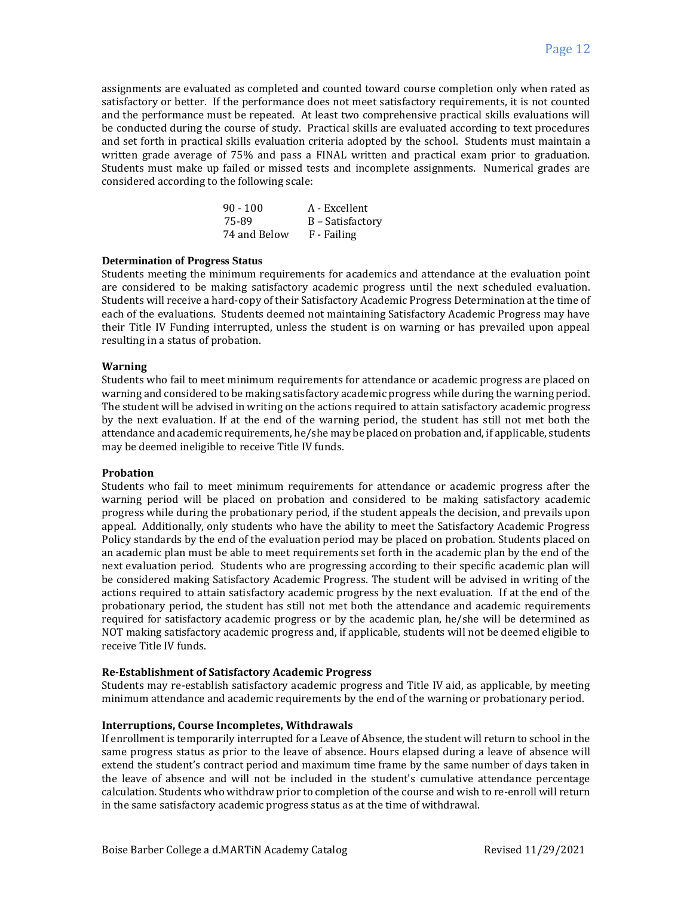assignments are evaluated as completed and counted toward course completion only when rated as satisfactory or better. If the performance does not meet satisfactory requirements, it is not counted and the performance must be repeated. At least two comprehensive practical skills evaluations will be conducted during the course of study. Practical skills are evaluated according to text procedures and set forth in practical skills evaluation criteria adopted by the school. Students must maintain a written grade average of 75% and pass a FINAL written and practical exam prior to graduation. Students must make up failed or missed tests and incomplete assignments. Numerical grades are considered according to the following scale:

| | |
|---|---|
| 90 - 100 | A - Excellent |
| 75-89 | B – Satisfactory |
| 74 and Below | F - Failing |

**Determination of Progress Status**

Students meeting the minimum requirements for academics and attendance at the evaluation point are considered to be making satisfactory academic progress until the next scheduled evaluation. Students will receive a hard-copy of their Satisfactory Academic Progress Determination at the time of each of the evaluations. Students deemed not maintaining Satisfactory Academic Progress may have their Title IV Funding interrupted, unless the student is on warning or has prevailed upon appeal resulting in a status of probation.

**Warning**

Students who fail to meet minimum requirements for attendance or academic progress are placed on warning and considered to be making satisfactory academic progress while during the warning period. The student will be advised in writing on the actions required to attain satisfactory academic progress by the next evaluation. If at the end of the warning period, the student has still not met both the attendance and academic requirements, he/she may be placed on probation and, if applicable, students may be deemed ineligible to receive Title IV funds.

**Probation**

Students who fail to meet minimum requirements for attendance or academic progress after the warning period will be placed on probation and considered to be making satisfactory academic progress while during the probationary period, if the student appeals the decision, and prevails upon appeal. Additionally, only students who have the ability to meet the Satisfactory Academic Progress Policy standards by the end of the evaluation period may be placed on probation. Students placed on an academic plan must be able to meet requirements set forth in the academic plan by the end of the next evaluation period. Students who are progressing according to their specific academic plan will be considered making Satisfactory Academic Progress. The student will be advised in writing of the actions required to attain satisfactory academic progress by the next evaluation. If at the end of the probationary period, the student has still not met both the attendance and academic requirements required for satisfactory academic progress or by the academic plan, he/she will be determined as NOT making satisfactory academic progress and, if applicable, students will not be deemed eligible to receive Title IV funds.

**Re-Establishment of Satisfactory Academic Progress**

Students may re-establish satisfactory academic progress and Title IV aid, as applicable, by meeting minimum attendance and academic requirements by the end of the warning or probationary period.

**Interruptions, Course Incompletes, Withdrawals**

If enrollment is temporarily interrupted for a Leave of Absence, the student will return to school in the same progress status as prior to the leave of absence. Hours elapsed during a leave of absence will extend the student's contract period and maximum time frame by the same number of days taken in the leave of absence and will not be included in the student's cumulative attendance percentage calculation. Students who withdraw prior to completion of the course and wish to re-enroll will return in the same satisfactory academic progress status as at the time of withdrawal.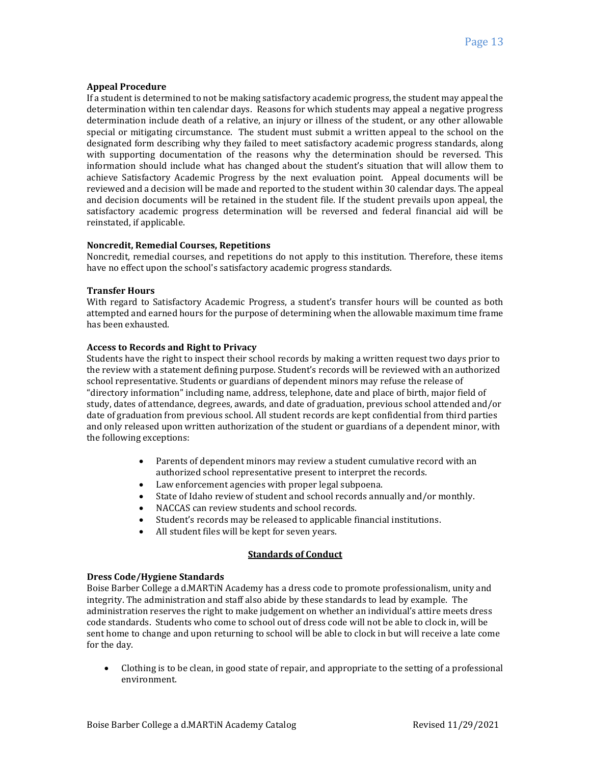**Appeal Procedure**

If a student is determined to not be making satisfactory academic progress, the student may appeal the determination within ten calendar days. Reasons for which students may appeal a negative progress determination include death of a relative, an injury or illness of the student, or any other allowable special or mitigating circumstance. The student must submit a written appeal to the school on the designated form describing why they failed to meet satisfactory academic progress standards, along with supporting documentation of the reasons why the determination should be reversed. This information should include what has changed about the student's situation that will allow them to achieve Satisfactory Academic Progress by the next evaluation point. Appeal documents will be reviewed and a decision will be made and reported to the student within 30 calendar days. The appeal and decision documents will be retained in the student file. If the student prevails upon appeal, the satisfactory academic progress determination will be reversed and federal financial aid will be reinstated, if applicable.

**Noncredit, Remedial Courses, Repetitions**

Noncredit, remedial courses, and repetitions do not apply to this institution. Therefore, these items have no effect upon the school's satisfactory academic progress standards.

**Transfer Hours**

With regard to Satisfactory Academic Progress, a student's transfer hours will be counted as both attempted and earned hours for the purpose of determining when the allowable maximum time frame has been exhausted.

**Access to Records and Right to Privacy**

Students have the right to inspect their school records by making a written request two days prior to the review with a statement defining purpose. Student's records will be reviewed with an authorized school representative. Students or guardians of dependent minors may refuse the release of "directory information" including name, address, telephone, date and place of birth, major field of study, dates of attendance, degrees, awards, and date of graduation, previous school attended and/or date of graduation from previous school. All student records are kept confidential from third parties and only released upon written authorization of the student or guardians of a dependent minor, with the following exceptions:

- Parents of dependent minors may review a student cumulative record with an authorized school representative present to interpret the records.
- Law enforcement agencies with proper legal subpoena.
- State of Idaho review of student and school records annually and/or monthly.
- NACCAS can review students and school records.
- Student's records may be released to applicable financial institutions.
- All student files will be kept for seven years.

## Standards of Conduct

**Dress Code/Hygiene Standards**

Boise Barber College a d.MARTiN Academy has a dress code to promote professionalism, unity and integrity. The administration and staff also abide by these standards to lead by example. The administration reserves the right to make judgement on whether an individual's attire meets dress code standards. Students who come to school out of dress code will not be able to clock in, will be sent home to change and upon returning to school will be able to clock in but will receive a late come for the day.

- Clothing is to be clean, in good state of repair, and appropriate to the setting of a professional environment.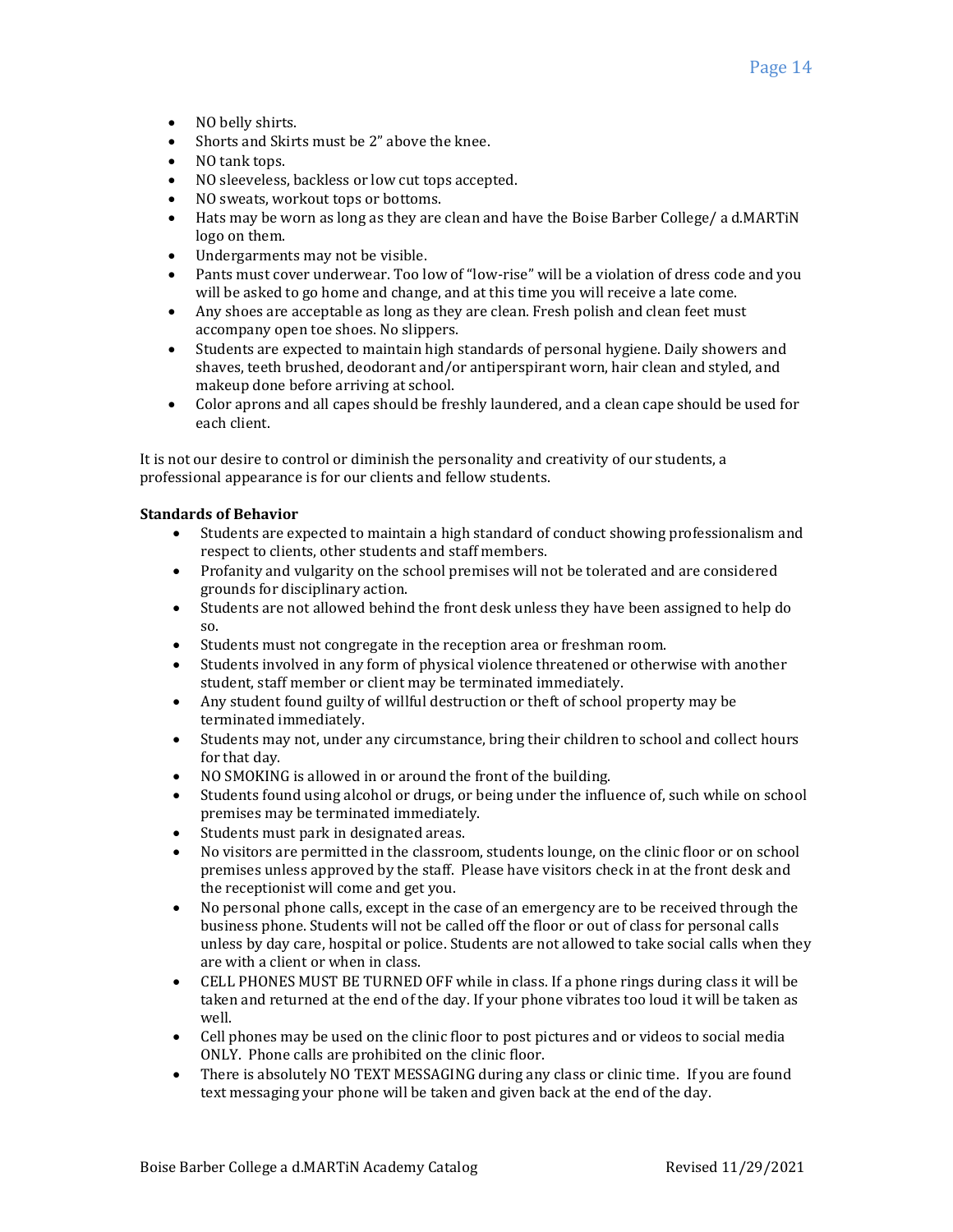- NO belly shirts.
- Shorts and Skirts must be 2" above the knee.
- NO tank tops.
- NO sleeveless, backless or low cut tops accepted.
- NO sweats, workout tops or bottoms.
- Hats may be worn as long as they are clean and have the Boise Barber College/ a d.MARTiN logo on them.
- Undergarments may not be visible.
- Pants must cover underwear. Too low of "low-rise" will be a violation of dress code and you will be asked to go home and change, and at this time you will receive a late come.
- Any shoes are acceptable as long as they are clean. Fresh polish and clean feet must accompany open toe shoes. No slippers.
- Students are expected to maintain high standards of personal hygiene. Daily showers and shaves, teeth brushed, deodorant and/or antiperspirant worn, hair clean and styled, and makeup done before arriving at school.
- Color aprons and all capes should be freshly laundered, and a clean cape should be used for each client.

It is not our desire to control or diminish the personality and creativity of our students, a professional appearance is for our clients and fellow students.

**Standards of Behavior**

- Students are expected to maintain a high standard of conduct showing professionalism and respect to clients, other students and staff members.
- Profanity and vulgarity on the school premises will not be tolerated and are considered grounds for disciplinary action.
- Students are not allowed behind the front desk unless they have been assigned to help do so.
- Students must not congregate in the reception area or freshman room.
- Students involved in any form of physical violence threatened or otherwise with another student, staff member or client may be terminated immediately.
- Any student found guilty of willful destruction or theft of school property may be terminated immediately.
- Students may not, under any circumstance, bring their children to school and collect hours for that day.
- NO SMOKING is allowed in or around the front of the building.
- Students found using alcohol or drugs, or being under the influence of, such while on school premises may be terminated immediately.
- Students must park in designated areas.
- No visitors are permitted in the classroom, students lounge, on the clinic floor or on school premises unless approved by the staff. Please have visitors check in at the front desk and the receptionist will come and get you.
- No personal phone calls, except in the case of an emergency are to be received through the business phone. Students will not be called off the floor or out of class for personal calls unless by day care, hospital or police. Students are not allowed to take social calls when they are with a client or when in class.
- CELL PHONES MUST BE TURNED OFF while in class. If a phone rings during class it will be taken and returned at the end of the day. If your phone vibrates too loud it will be taken as well.
- Cell phones may be used on the clinic floor to post pictures and or videos to social media ONLY. Phone calls are prohibited on the clinic floor.
- There is absolutely NO TEXT MESSAGING during any class or clinic time. If you are found text messaging your phone will be taken and given back at the end of the day.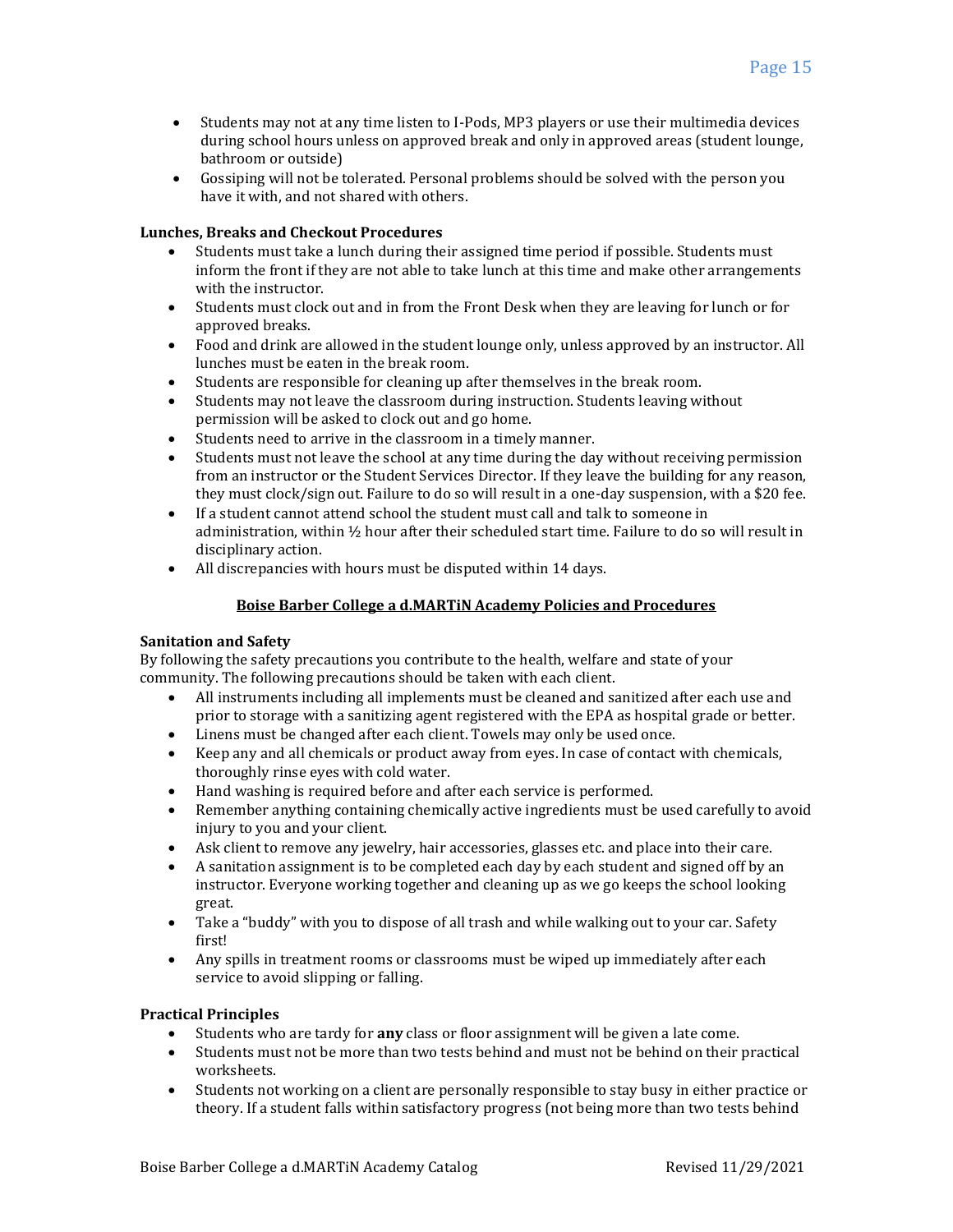- Students may not at any time listen to I-Pods, MP3 players or use their multimedia devices during school hours unless on approved break and only in approved areas (student lounge, bathroom or outside)
- Gossiping will not be tolerated. Personal problems should be solved with the person you have it with, and not shared with others.

**Lunches, Breaks and Checkout Procedures**

- Students must take a lunch during their assigned time period if possible. Students must inform the front if they are not able to take lunch at this time and make other arrangements with the instructor.
- Students must clock out and in from the Front Desk when they are leaving for lunch or for approved breaks.
- Food and drink are allowed in the student lounge only, unless approved by an instructor. All lunches must be eaten in the break room.
- Students are responsible for cleaning up after themselves in the break room.
- Students may not leave the classroom during instruction. Students leaving without permission will be asked to clock out and go home.
- Students need to arrive in the classroom in a timely manner.
- Students must not leave the school at any time during the day without receiving permission from an instructor or the Student Services Director. If they leave the building for any reason, they must clock/sign out. Failure to do so will result in a one-day suspension, with a $20 fee.
- If a student cannot attend school the student must call and talk to someone in administration, within ½ hour after their scheduled start time. Failure to do so will result in disciplinary action.
- All discrepancies with hours must be disputed within 14 days.

## Boise Barber College a d.MARTiN Academy Policies and Procedures

**Sanitation and Safety**

By following the safety precautions you contribute to the health, welfare and state of your community. The following precautions should be taken with each client.

- All instruments including all implements must be cleaned and sanitized after each use and prior to storage with a sanitizing agent registered with the EPA as hospital grade or better.
- Linens must be changed after each client. Towels may only be used once.
- Keep any and all chemicals or product away from eyes. In case of contact with chemicals, thoroughly rinse eyes with cold water.
- Hand washing is required before and after each service is performed.
- Remember anything containing chemically active ingredients must be used carefully to avoid injury to you and your client.
- Ask client to remove any jewelry, hair accessories, glasses etc. and place into their care.
- A sanitation assignment is to be completed each day by each student and signed off by an instructor. Everyone working together and cleaning up as we go keeps the school looking great.
- Take a "buddy" with you to dispose of all trash and while walking out to your car. Safety first!
- Any spills in treatment rooms or classrooms must be wiped up immediately after each service to avoid slipping or falling.

**Practical Principles**

- Students who are tardy for **any** class or floor assignment will be given a late come.
- Students must not be more than two tests behind and must not be behind on their practical worksheets.
- Students not working on a client are personally responsible to stay busy in either practice or theory. If a student falls within satisfactory progress (not being more than two tests behind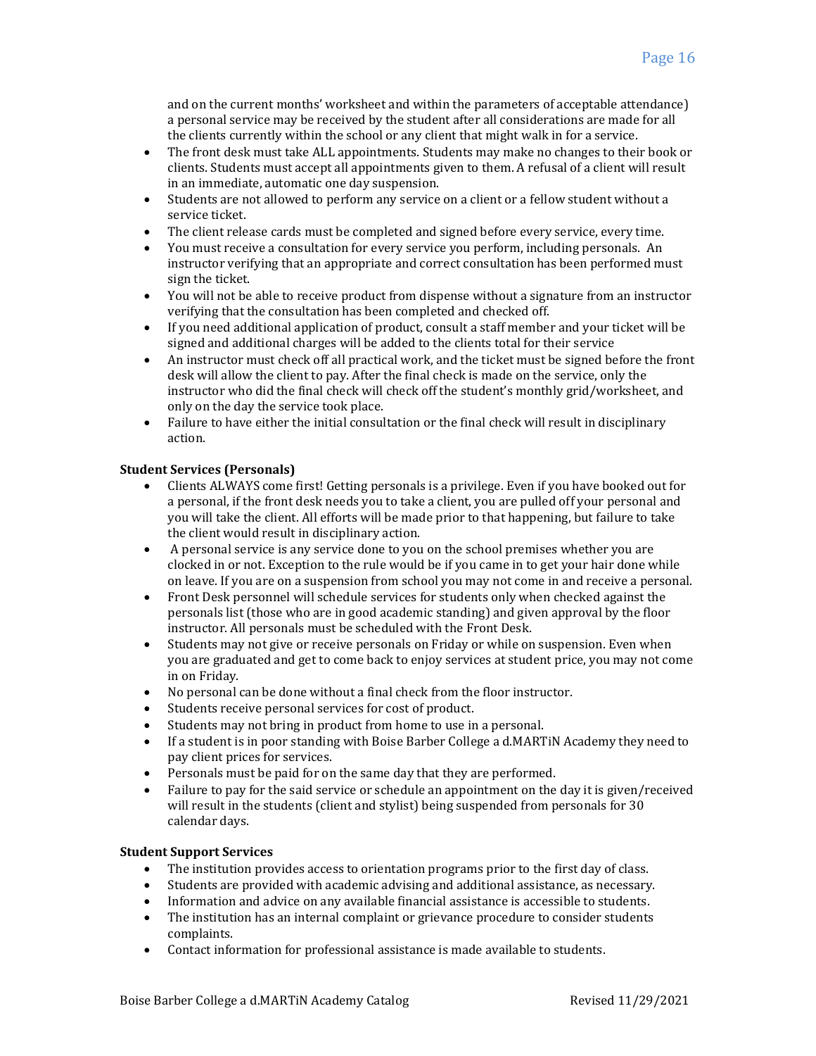and on the current months' worksheet and within the parameters of acceptable attendance) a personal service may be received by the student after all considerations are made for all the clients currently within the school or any client that might walk in for a service.

- The front desk must take ALL appointments. Students may make no changes to their book or clients. Students must accept all appointments given to them. A refusal of a client will result in an immediate, automatic one day suspension.
- Students are not allowed to perform any service on a client or a fellow student without a service ticket.
- The client release cards must be completed and signed before every service, every time.
- You must receive a consultation for every service you perform, including personals. An instructor verifying that an appropriate and correct consultation has been performed must sign the ticket.
- You will not be able to receive product from dispense without a signature from an instructor verifying that the consultation has been completed and checked off.
- If you need additional application of product, consult a staff member and your ticket will be signed and additional charges will be added to the clients total for their service
- An instructor must check off all practical work, and the ticket must be signed before the front desk will allow the client to pay. After the final check is made on the service, only the instructor who did the final check will check off the student's monthly grid/worksheet, and only on the day the service took place.
- Failure to have either the initial consultation or the final check will result in disciplinary action.

**Student Services (Personals)**

- Clients ALWAYS come first! Getting personals is a privilege. Even if you have booked out for a personal, if the front desk needs you to take a client, you are pulled off your personal and you will take the client. All efforts will be made prior to that happening, but failure to take the client would result in disciplinary action.
- A personal service is any service done to you on the school premises whether you are clocked in or not. Exception to the rule would be if you came in to get your hair done while on leave. If you are on a suspension from school you may not come in and receive a personal.
- Front Desk personnel will schedule services for students only when checked against the personals list (those who are in good academic standing) and given approval by the floor instructor. All personals must be scheduled with the Front Desk.
- Students may not give or receive personals on Friday or while on suspension. Even when you are graduated and get to come back to enjoy services at student price, you may not come in on Friday.
- No personal can be done without a final check from the floor instructor.
- Students receive personal services for cost of product.
- Students may not bring in product from home to use in a personal.
- If a student is in poor standing with Boise Barber College a d.MARTiN Academy they need to pay client prices for services.
- Personals must be paid for on the same day that they are performed.
- Failure to pay for the said service or schedule an appointment on the day it is given/received will result in the students (client and stylist) being suspended from personals for 30 calendar days.

**Student Support Services**

- The institution provides access to orientation programs prior to the first day of class.
- Students are provided with academic advising and additional assistance, as necessary.
- Information and advice on any available financial assistance is accessible to students.
- The institution has an internal complaint or grievance procedure to consider students complaints.
- Contact information for professional assistance is made available to students.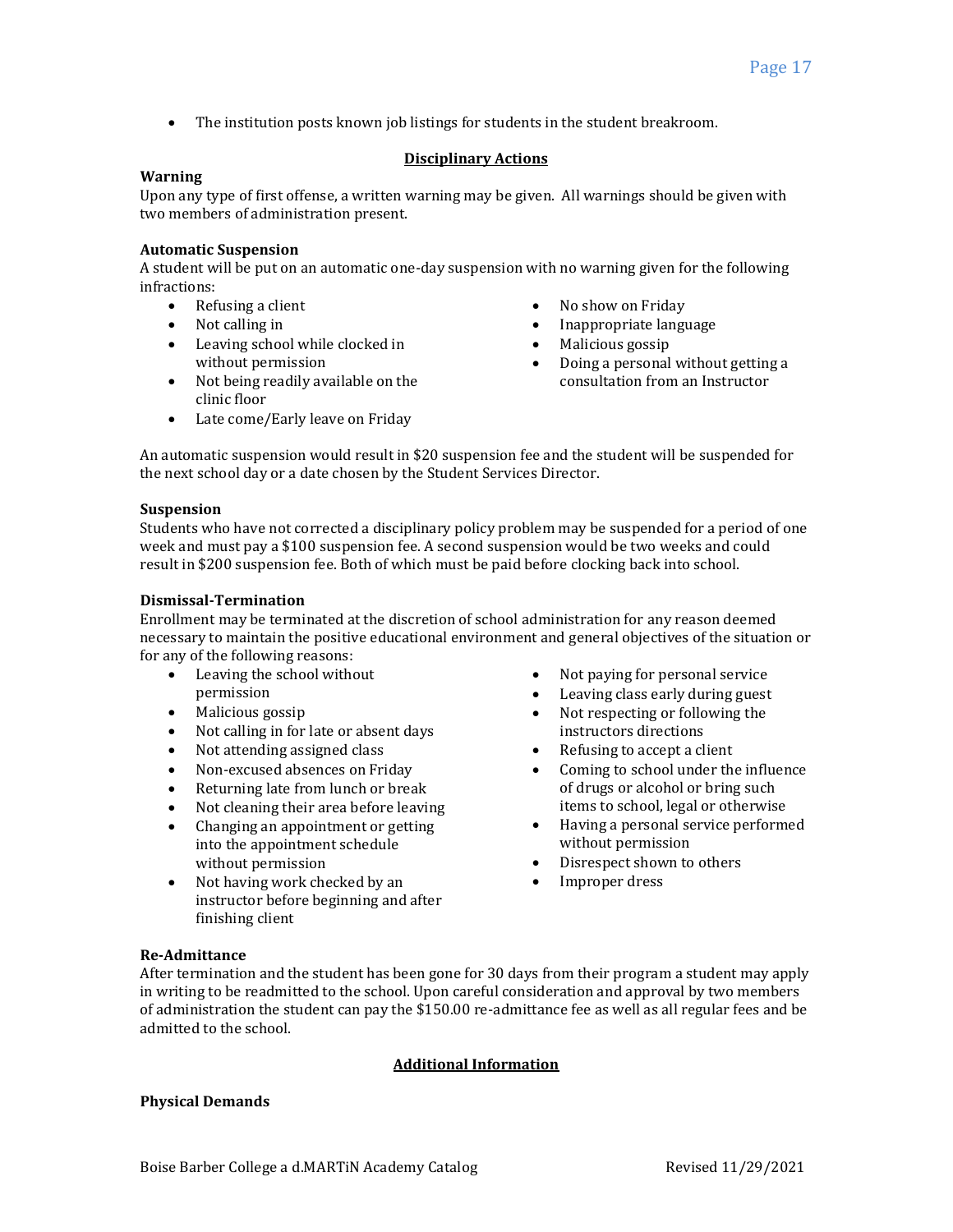- The institution posts known job listings for students in the student breakroom.

## Disciplinary Actions

### Warning

Upon any type of first offense, a written warning may be given. All warnings should be given with two members of administration present.

### Automatic Suspension

A student will be put on an automatic one-day suspension with no warning given for the following infractions:

- Refusing a client
- Not calling in
- Leaving school while clocked in without permission
- Not being readily available on the clinic floor
- Late come/Early leave on Friday
- No show on Friday
- Inappropriate language
- Malicious gossip
- Doing a personal without getting a consultation from an Instructor

An automatic suspension would result in $20 suspension fee and the student will be suspended for the next school day or a date chosen by the Student Services Director.

### Suspension

Students who have not corrected a disciplinary policy problem may be suspended for a period of one week and must pay a $100 suspension fee. A second suspension would be two weeks and could result in $200 suspension fee. Both of which must be paid before clocking back into school.

### Dismissal-Termination

Enrollment may be terminated at the discretion of school administration for any reason deemed necessary to maintain the positive educational environment and general objectives of the situation or for any of the following reasons:

- Leaving the school without permission
- Malicious gossip
- Not calling in for late or absent days
- Not attending assigned class
- Non-excused absences on Friday
- Returning late from lunch or break
- Not cleaning their area before leaving
- Changing an appointment or getting into the appointment schedule without permission
- Not having work checked by an instructor before beginning and after finishing client
- Not paying for personal service
- Leaving class early during guest
- Not respecting or following the instructors directions
- Refusing to accept a client
- Coming to school under the influence of drugs or alcohol or bring such items to school, legal or otherwise
- Having a personal service performed without permission
- Disrespect shown to others
- Improper dress

### Re-Admittance

After termination and the student has been gone for 30 days from their program a student may apply in writing to be readmitted to the school. Upon careful consideration and approval by two members of administration the student can pay the $150.00 re-admittance fee as well as all regular fees and be admitted to the school.

## Additional Information

### Physical Demands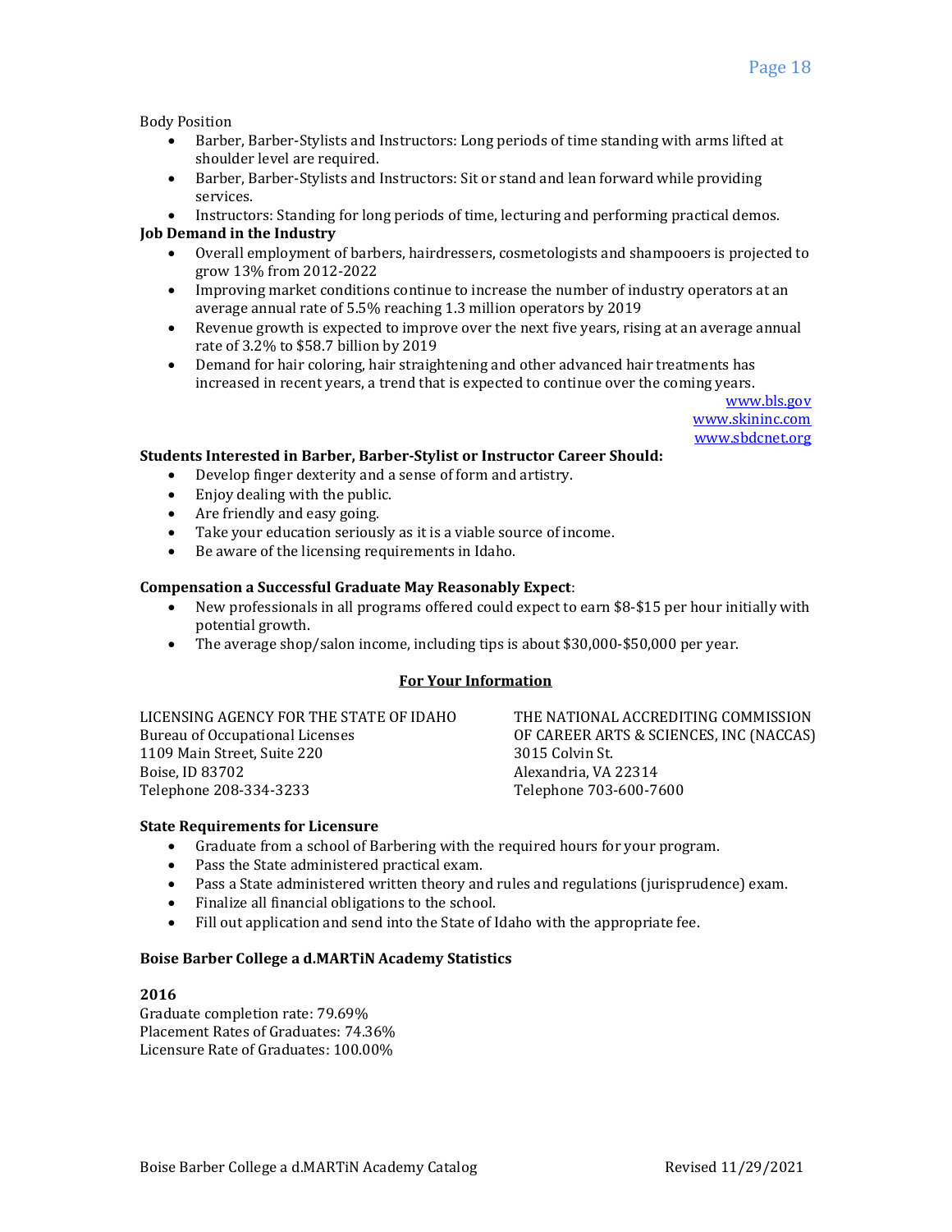Body Position

- Barber, Barber-Stylists and Instructors: Long periods of time standing with arms lifted at shoulder level are required.
- Barber, Barber-Stylists and Instructors: Sit or stand and lean forward while providing services.
- Instructors: Standing for long periods of time, lecturing and performing practical demos.

**Job Demand in the Industry**

- Overall employment of barbers, hairdressers, cosmetologists and shampooers is projected to grow 13% from 2012-2022
- Improving market conditions continue to increase the number of industry operators at an average annual rate of 5.5% reaching 1.3 million operators by 2019
- Revenue growth is expected to improve over the next five years, rising at an average annual rate of 3.2% to $58.7 billion by 2019
- Demand for hair coloring, hair straightening and other advanced hair treatments has increased in recent years, a trend that is expected to continue over the coming years.

www.bls.gov
www.skininc.com
www.sbdcnet.org

**Students Interested in Barber, Barber-Stylist or Instructor Career Should:**

- Develop finger dexterity and a sense of form and artistry.
- Enjoy dealing with the public.
- Are friendly and easy going.
- Take your education seriously as it is a viable source of income.
- Be aware of the licensing requirements in Idaho.

**Compensation a Successful Graduate May Reasonably Expect**:

- New professionals in all programs offered could expect to earn $8-$15 per hour initially with potential growth.
- The average shop/salon income, including tips is about $30,000-$50,000 per year.

**For Your Information**

LICENSING AGENCY FOR THE STATE OF IDAHO
Bureau of Occupational Licenses
1109 Main Street, Suite 220
Boise, ID 83702
Telephone 208-334-3233

THE NATIONAL ACCREDITING COMMISSION OF CAREER ARTS & SCIENCES, INC (NACCAS)
3015 Colvin St.
Alexandria, VA 22314
Telephone 703-600-7600

**State Requirements for Licensure**

- Graduate from a school of Barbering with the required hours for your program.
- Pass the State administered practical exam.
- Pass a State administered written theory and rules and regulations (jurisprudence) exam.
- Finalize all financial obligations to the school.
- Fill out application and send into the State of Idaho with the appropriate fee.

**Boise Barber College a d.MARTiN Academy Statistics**

**2016**

Graduate completion rate: 79.69%
Placement Rates of Graduates: 74.36%
Licensure Rate of Graduates: 100.00%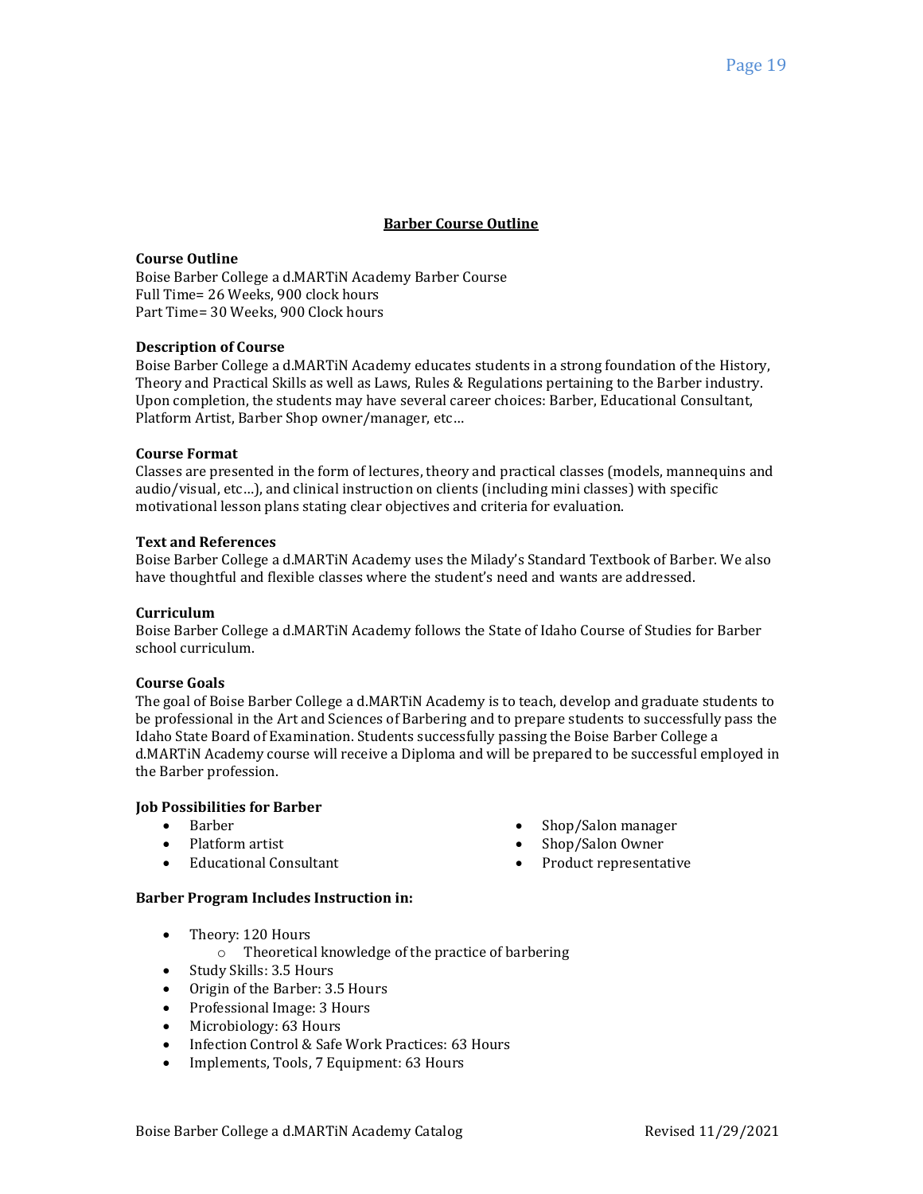## Barber Course Outline

**Course Outline**
Boise Barber College a d.MARTiN Academy Barber Course
Full Time= 26 Weeks, 900 clock hours
Part Time= 30 Weeks, 900 Clock hours

**Description of Course**
Boise Barber College a d.MARTiN Academy educates students in a strong foundation of the History, Theory and Practical Skills as well as Laws, Rules & Regulations pertaining to the Barber industry. Upon completion, the students may have several career choices: Barber, Educational Consultant, Platform Artist, Barber Shop owner/manager, etc…

**Course Format**
Classes are presented in the form of lectures, theory and practical classes (models, mannequins and audio/visual, etc…), and clinical instruction on clients (including mini classes) with specific motivational lesson plans stating clear objectives and criteria for evaluation.

**Text and References**
Boise Barber College a d.MARTiN Academy uses the Milady's Standard Textbook of Barber. We also have thoughtful and flexible classes where the student's need and wants are addressed.

**Curriculum**
Boise Barber College a d.MARTiN Academy follows the State of Idaho Course of Studies for Barber school curriculum.

**Course Goals**
The goal of Boise Barber College a d.MARTiN Academy is to teach, develop and graduate students to be professional in the Art and Sciences of Barbering and to prepare students to successfully pass the Idaho State Board of Examination. Students successfully passing the Boise Barber College a d.MARTiN Academy course will receive a Diploma and will be prepared to be successful employed in the Barber profession.

**Job Possibilities for Barber**

- Barber
- Platform artist
- Educational Consultant
- Shop/Salon manager
- Shop/Salon Owner
- Product representative

**Barber Program Includes Instruction in:**

- Theory: 120 Hours
  - Theoretical knowledge of the practice of barbering
- Study Skills: 3.5 Hours
- Origin of the Barber: 3.5 Hours
- Professional Image: 3 Hours
- Microbiology: 63 Hours
- Infection Control & Safe Work Practices: 63 Hours
- Implements, Tools, 7 Equipment: 63 Hours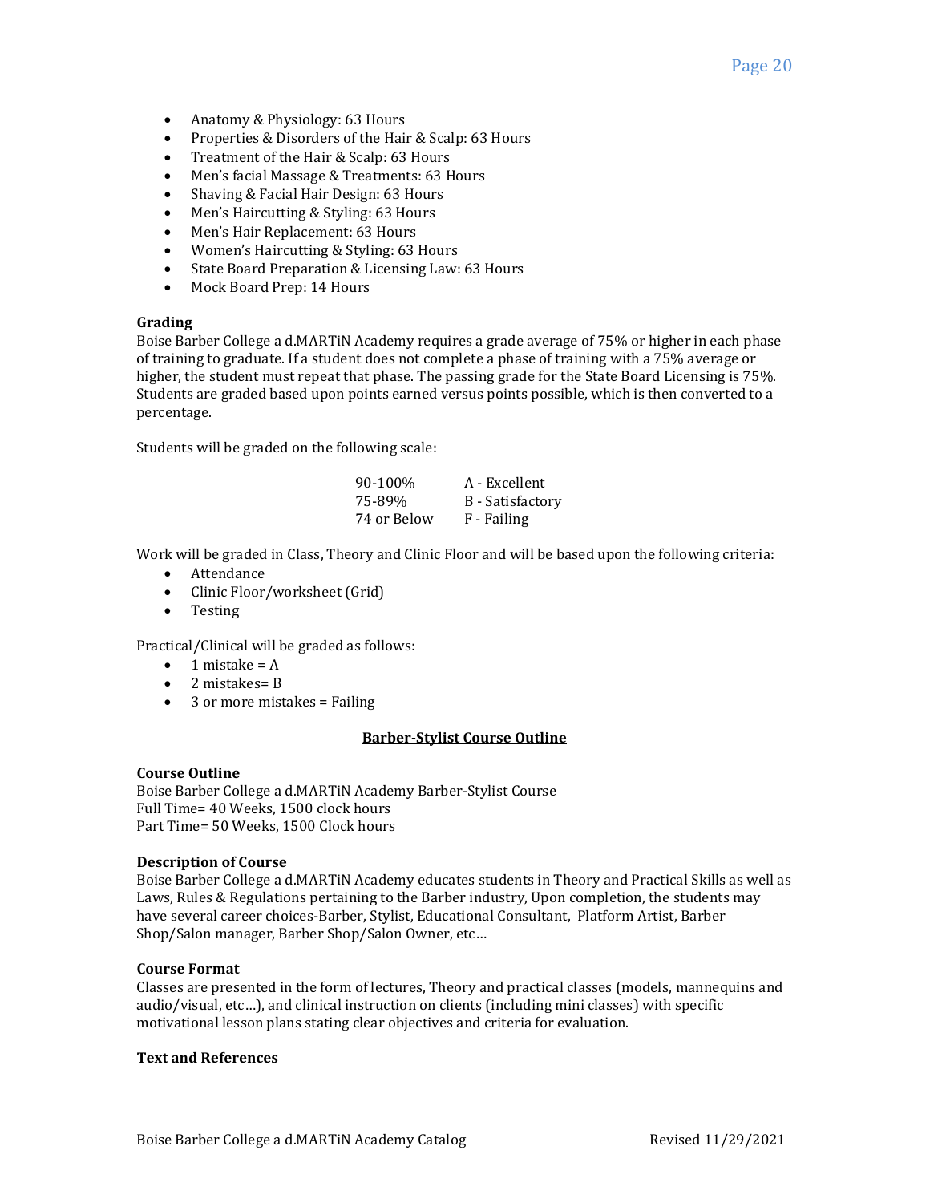- Anatomy & Physiology: 63 Hours
- Properties & Disorders of the Hair & Scalp: 63 Hours
- Treatment of the Hair & Scalp: 63 Hours
- Men's facial Massage & Treatments: 63 Hours
- Shaving & Facial Hair Design: 63 Hours
- Men's Haircutting & Styling: 63 Hours
- Men's Hair Replacement: 63 Hours
- Women's Haircutting & Styling: 63 Hours
- State Board Preparation & Licensing Law: 63 Hours
- Mock Board Prep: 14 Hours

**Grading**

Boise Barber College a d.MARTiN Academy requires a grade average of 75% or higher in each phase of training to graduate. If a student does not complete a phase of training with a 75% average or higher, the student must repeat that phase. The passing grade for the State Board Licensing is 75%. Students are graded based upon points earned versus points possible, which is then converted to a percentage.

Students will be graded on the following scale:

| | |
|---|---|
| 90-100% | A - Excellent |
| 75-89% | B - Satisfactory |
| 74 or Below | F - Failing |

Work will be graded in Class, Theory and Clinic Floor and will be based upon the following criteria:

- Attendance
- Clinic Floor/worksheet (Grid)
- Testing

Practical/Clinical will be graded as follows:

- 1 mistake = A
- 2 mistakes= B
- 3 or more mistakes = Failing

## Barber-Stylist Course Outline

**Course Outline**

Boise Barber College a d.MARTiN Academy Barber-Stylist Course
Full Time= 40 Weeks, 1500 clock hours
Part Time= 50 Weeks, 1500 Clock hours

**Description of Course**

Boise Barber College a d.MARTiN Academy educates students in Theory and Practical Skills as well as Laws, Rules & Regulations pertaining to the Barber industry, Upon completion, the students may have several career choices-Barber, Stylist, Educational Consultant, Platform Artist, Barber Shop/Salon manager, Barber Shop/Salon Owner, etc…

**Course Format**

Classes are presented in the form of lectures, Theory and practical classes (models, mannequins and audio/visual, etc…), and clinical instruction on clients (including mini classes) with specific motivational lesson plans stating clear objectives and criteria for evaluation.

**Text and References**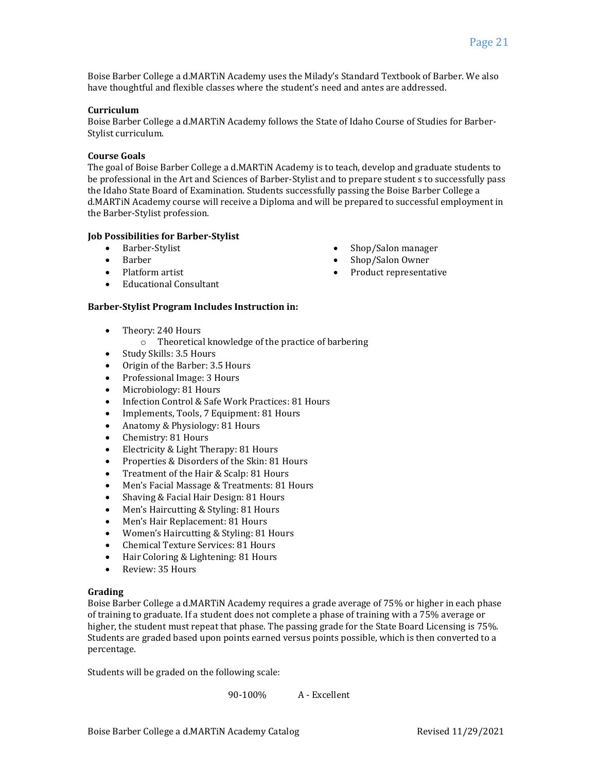Boise Barber College a d.MARTiN Academy uses the Milady's Standard Textbook of Barber. We also have thoughtful and flexible classes where the student's need and antes are addressed.

**Curriculum**

Boise Barber College a d.MARTiN Academy follows the State of Idaho Course of Studies for Barber-Stylist curriculum.

**Course Goals**

The goal of Boise Barber College a d.MARTiN Academy is to teach, develop and graduate students to be professional in the Art and Sciences of Barber-Stylist and to prepare student s to successfully pass the Idaho State Board of Examination. Students successfully passing the Boise Barber College a d.MARTiN Academy course will receive a Diploma and will be prepared to successful employment in the Barber-Stylist profession.

**Job Possibilities for Barber-Stylist**

- Barber-Stylist
- Barber
- Platform artist
- Educational Consultant
- Shop/Salon manager
- Shop/Salon Owner
- Product representative

**Barber-Stylist Program Includes Instruction in:**

- Theory: 240 Hours
  - Theoretical knowledge of the practice of barbering
- Study Skills: 3.5 Hours
- Origin of the Barber: 3.5 Hours
- Professional Image: 3 Hours
- Microbiology: 81 Hours
- Infection Control & Safe Work Practices: 81 Hours
- Implements, Tools, 7 Equipment: 81 Hours
- Anatomy & Physiology: 81 Hours
- Chemistry: 81 Hours
- Electricity & Light Therapy: 81 Hours
- Properties & Disorders of the Skin: 81 Hours
- Treatment of the Hair & Scalp: 81 Hours
- Men's Facial Massage & Treatments: 81 Hours
- Shaving & Facial Hair Design: 81 Hours
- Men's Haircutting & Styling: 81 Hours
- Men's Hair Replacement: 81 Hours
- Women's Haircutting & Styling: 81 Hours
- Chemical Texture Services: 81 Hours
- Hair Coloring & Lightening: 81 Hours
- Review: 35 Hours

**Grading**

Boise Barber College a d.MARTiN Academy requires a grade average of 75% or higher in each phase of training to graduate. If a student does not complete a phase of training with a 75% average or higher, the student must repeat that phase. The passing grade for the State Board Licensing is 75%. Students are graded based upon points earned versus points possible, which is then converted to a percentage.

Students will be graded on the following scale:

90-100% A - Excellent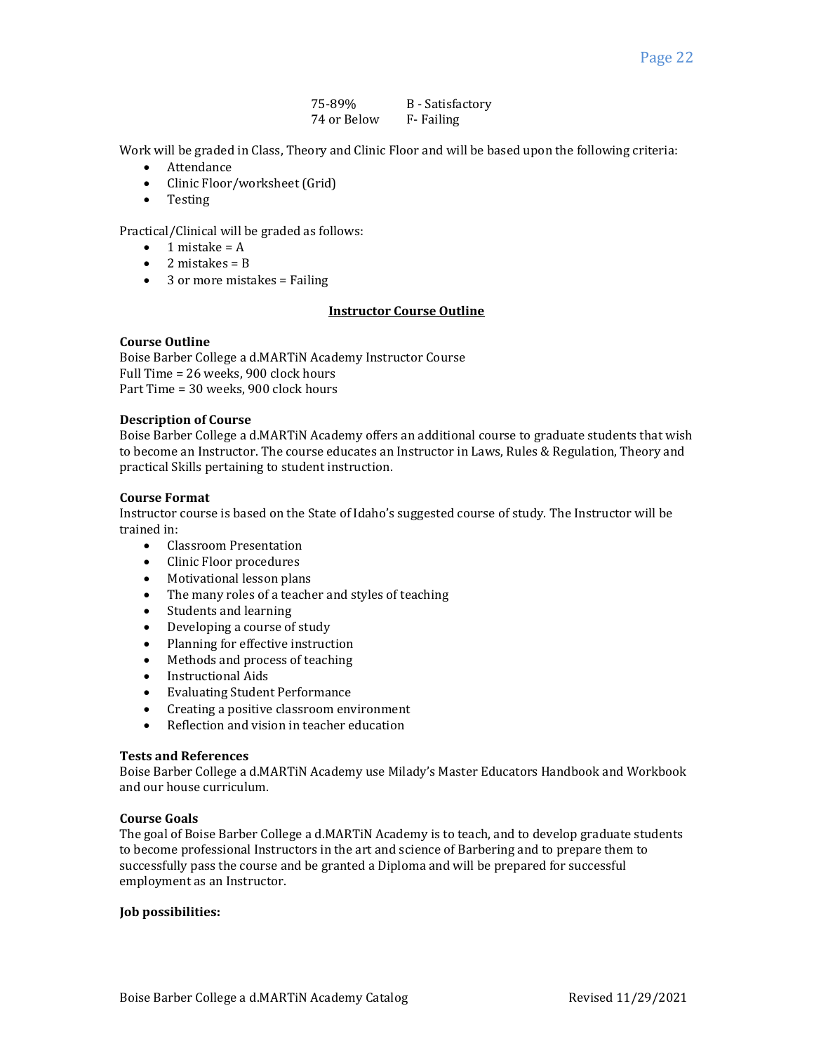| | |
|---|---|
| 75-89% | B - Satisfactory |
| 74 or Below | F- Failing |

Work will be graded in Class, Theory and Clinic Floor and will be based upon the following criteria:

- Attendance
- Clinic Floor/worksheet (Grid)
- Testing

Practical/Clinical will be graded as follows:

- 1 mistake = A
- 2 mistakes = B
- 3 or more mistakes = Failing

## Instructor Course Outline

**Course Outline**
Boise Barber College a d.MARTiN Academy Instructor Course
Full Time = 26 weeks, 900 clock hours
Part Time = 30 weeks, 900 clock hours

**Description of Course**
Boise Barber College a d.MARTiN Academy offers an additional course to graduate students that wish to become an Instructor. The course educates an Instructor in Laws, Rules & Regulation, Theory and practical Skills pertaining to student instruction.

**Course Format**
Instructor course is based on the State of Idaho's suggested course of study. The Instructor will be trained in:

- Classroom Presentation
- Clinic Floor procedures
- Motivational lesson plans
- The many roles of a teacher and styles of teaching
- Students and learning
- Developing a course of study
- Planning for effective instruction
- Methods and process of teaching
- Instructional Aids
- Evaluating Student Performance
- Creating a positive classroom environment
- Reflection and vision in teacher education

**Tests and References**
Boise Barber College a d.MARTiN Academy use Milady's Master Educators Handbook and Workbook and our house curriculum.

**Course Goals**
The goal of Boise Barber College a d.MARTiN Academy is to teach, and to develop graduate students to become professional Instructors in the art and science of Barbering and to prepare them to successfully pass the course and be granted a Diploma and will be prepared for successful employment as an Instructor.

**Job possibilities:**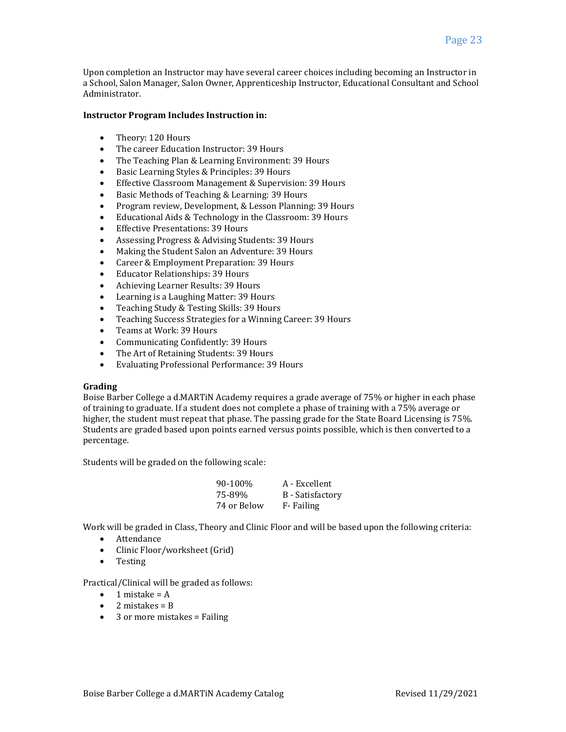Upon completion an Instructor may have several career choices including becoming an Instructor in a School, Salon Manager, Salon Owner, Apprenticeship Instructor, Educational Consultant and School Administrator.

**Instructor Program Includes Instruction in:**

- Theory: 120 Hours
- The career Education Instructor: 39 Hours
- The Teaching Plan & Learning Environment: 39 Hours
- Basic Learning Styles & Principles: 39 Hours
- Effective Classroom Management & Supervision: 39 Hours
- Basic Methods of Teaching & Learning: 39 Hours
- Program review, Development, & Lesson Planning: 39 Hours
- Educational Aids & Technology in the Classroom: 39 Hours
- Effective Presentations: 39 Hours
- Assessing Progress & Advising Students: 39 Hours
- Making the Student Salon an Adventure: 39 Hours
- Career & Employment Preparation: 39 Hours
- Educator Relationships: 39 Hours
- Achieving Learner Results: 39 Hours
- Learning is a Laughing Matter: 39 Hours
- Teaching Study & Testing Skills: 39 Hours
- Teaching Success Strategies for a Winning Career: 39 Hours
- Teams at Work: 39 Hours
- Communicating Confidently: 39 Hours
- The Art of Retaining Students: 39 Hours
- Evaluating Professional Performance: 39 Hours

**Grading**

Boise Barber College a d.MARTiN Academy requires a grade average of 75% or higher in each phase of training to graduate. If a student does not complete a phase of training with a 75% average or higher, the student must repeat that phase. The passing grade for the State Board Licensing is 75%. Students are graded based upon points earned versus points possible, which is then converted to a percentage.

Students will be graded on the following scale:

| | |
|---|---|
| 90-100% | A - Excellent |
| 75-89% | B - Satisfactory |
| 74 or Below | F- Failing |

Work will be graded in Class, Theory and Clinic Floor and will be based upon the following criteria:

- Attendance
- Clinic Floor/worksheet (Grid)
- Testing

Practical/Clinical will be graded as follows:

- 1 mistake = A
- 2 mistakes = B
- 3 or more mistakes = Failing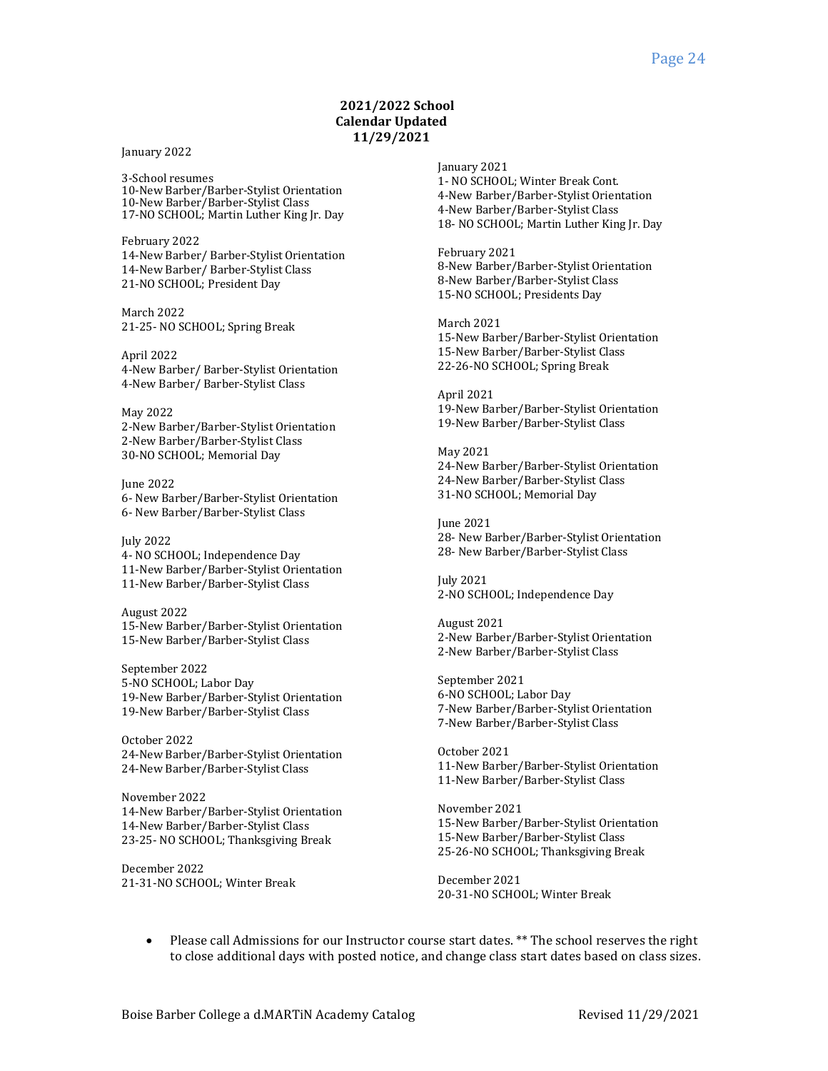## 2021/2022 School Calendar Updated 11/29/2021

January 2022

3-School resumes
10-New Barber/Barber-Stylist Orientation
10-New Barber/Barber-Stylist Class
17-NO SCHOOL; Martin Luther King Jr. Day

February 2022
14-New Barber/ Barber-Stylist Orientation
14-New Barber/ Barber-Stylist Class
21-NO SCHOOL; President Day

March 2022
21-25- NO SCHOOL; Spring Break

April 2022
4-New Barber/ Barber-Stylist Orientation
4-New Barber/ Barber-Stylist Class

May 2022
2-New Barber/Barber-Stylist Orientation
2-New Barber/Barber-Stylist Class
30-NO SCHOOL; Memorial Day

June 2022
6- New Barber/Barber-Stylist Orientation
6- New Barber/Barber-Stylist Class

July 2022
4- NO SCHOOL; Independence Day
11-New Barber/Barber-Stylist Orientation
11-New Barber/Barber-Stylist Class

August 2022
15-New Barber/Barber-Stylist Orientation
15-New Barber/Barber-Stylist Class

September 2022
5-NO SCHOOL; Labor Day
19-New Barber/Barber-Stylist Orientation
19-New Barber/Barber-Stylist Class

October 2022
24-New Barber/Barber-Stylist Orientation
24-New Barber/Barber-Stylist Class

November 2022
14-New Barber/Barber-Stylist Orientation
14-New Barber/Barber-Stylist Class
23-25- NO SCHOOL; Thanksgiving Break

December 2022
21-31-NO SCHOOL; Winter Break

January 2021
1- NO SCHOOL; Winter Break Cont.
4-New Barber/Barber-Stylist Orientation
4-New Barber/Barber-Stylist Class
18- NO SCHOOL; Martin Luther King Jr. Day

February 2021
8-New Barber/Barber-Stylist Orientation
8-New Barber/Barber-Stylist Class
15-NO SCHOOL; Presidents Day

March 2021
15-New Barber/Barber-Stylist Orientation
15-New Barber/Barber-Stylist Class
22-26-NO SCHOOL; Spring Break

April 2021
19-New Barber/Barber-Stylist Orientation
19-New Barber/Barber-Stylist Class

May 2021
24-New Barber/Barber-Stylist Orientation
24-New Barber/Barber-Stylist Class
31-NO SCHOOL; Memorial Day

June 2021
28- New Barber/Barber-Stylist Orientation
28- New Barber/Barber-Stylist Class

July 2021
2-NO SCHOOL; Independence Day

August 2021
2-New Barber/Barber-Stylist Orientation
2-New Barber/Barber-Stylist Class

September 2021
6-NO SCHOOL; Labor Day
7-New Barber/Barber-Stylist Orientation
7-New Barber/Barber-Stylist Class

October 2021
11-New Barber/Barber-Stylist Orientation
11-New Barber/Barber-Stylist Class

November 2021
15-New Barber/Barber-Stylist Orientation
15-New Barber/Barber-Stylist Class
25-26-NO SCHOOL; Thanksgiving Break

December 2021
20-31-NO SCHOOL; Winter Break

- Please call Admissions for our Instructor course start dates. ** The school reserves the right to close additional days with posted notice, and change class start dates based on class sizes.